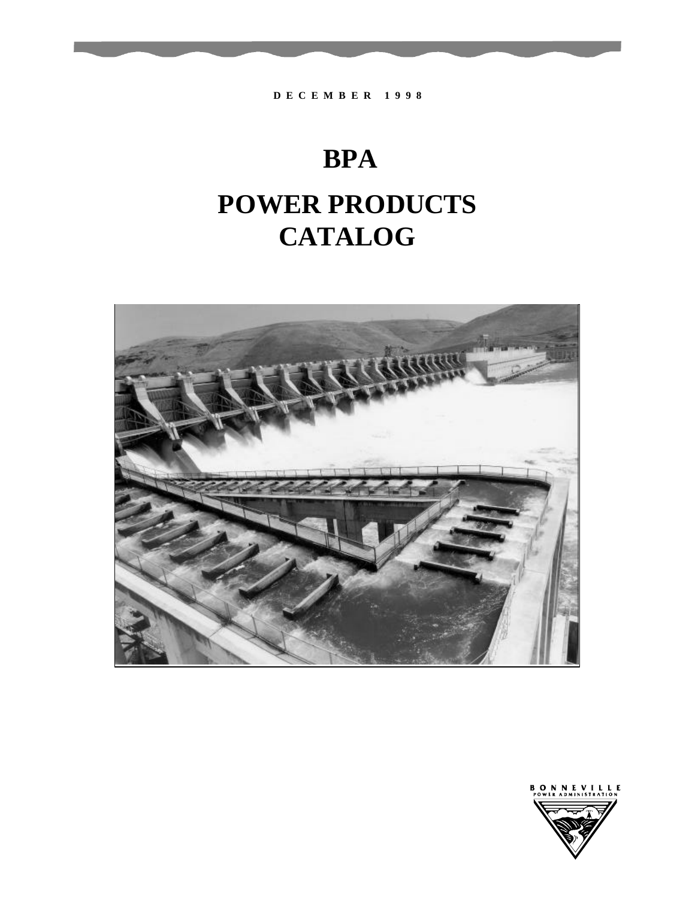DECEMBER 1998

# BPA

# POWER PRODUCTS CATALOG

BONNEVILLE POWER ADMINISTRATION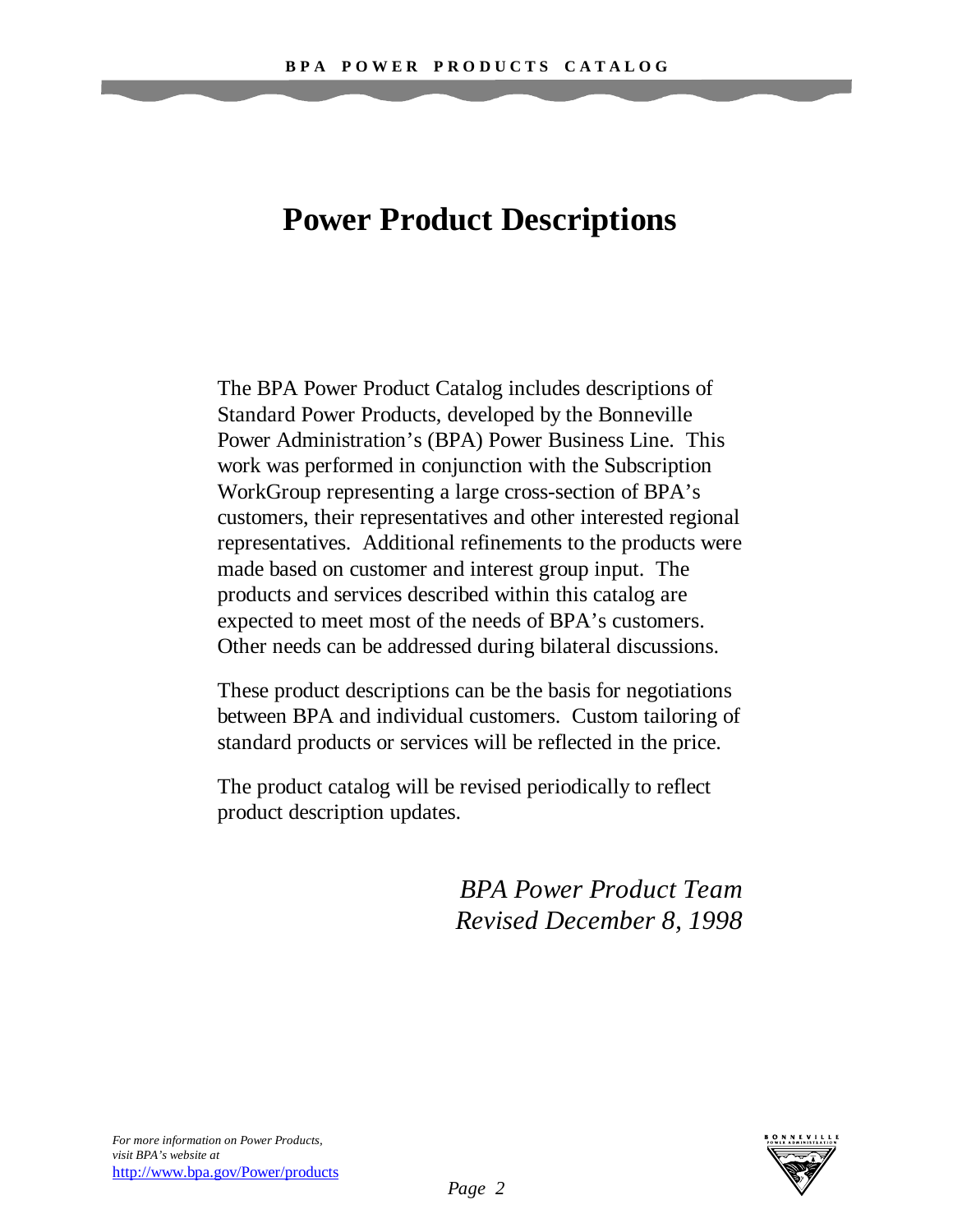# Power Product Descriptions

The BPA Power Product Catalog includes descriptions of Standard Power Products, developed by the Bonneville Power Administration's (BPA) Power Business Line. This work was performed in conjunction with the Subscription WorkGroup representing a large cross-section of BPA's customers, their representatives and other interested regional representatives. Additional refinements to the products were made based on customer and interest group input. The products and services described within this catalog are expected to meet most of the needs of BPA's customers. Other needs can be addressed during bilateral discussions.

These product descriptions can be the basis for negotiations between BPA and individual customers. Custom tailoring of standard products or services will be reflected in the price.

The product catalog will be revised periodically to reflect product description updates.

*BPA Power Product Team*
*Revised December 8, 1998*

*For more information on Power Products, visit BPA's website at* http://www.bpa.gov/Power/products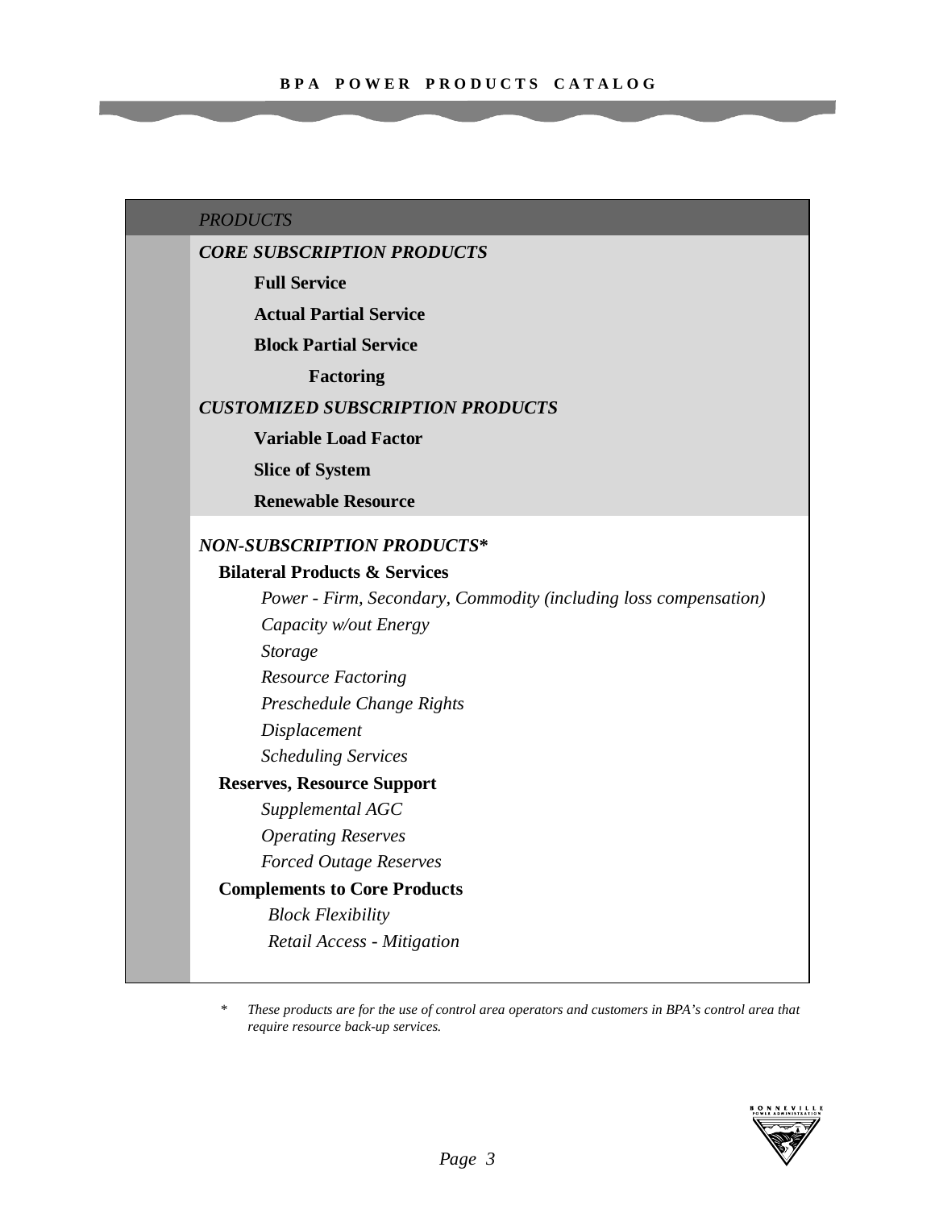*PRODUCTS*

***CORE SUBSCRIPTION PRODUCTS***

- **Full Service**
- **Actual Partial Service**
- **Block Partial Service**
  - **Factoring**

***CUSTOMIZED SUBSCRIPTION PRODUCTS***

- **Variable Load Factor**
- **Slice of System**
- **Renewable Resource**

***NON-SUBSCRIPTION PRODUCTS****

**Bilateral Products & Services**

- *Power - Firm, Secondary, Commodity (including loss compensation)*
- *Capacity w/out Energy*
- *Storage*
- *Resource Factoring*
- *Preschedule Change Rights*
- *Displacement*
- *Scheduling Services*

**Reserves, Resource Support**

- *Supplemental AGC*
- *Operating Reserves*
- *Forced Outage Reserves*

**Complements to Core Products**

- *Block Flexibility*
- *Retail Access - Mitigation*

\* *These products are for the use of control area operators and customers in BPA's control area that require resource back-up services.*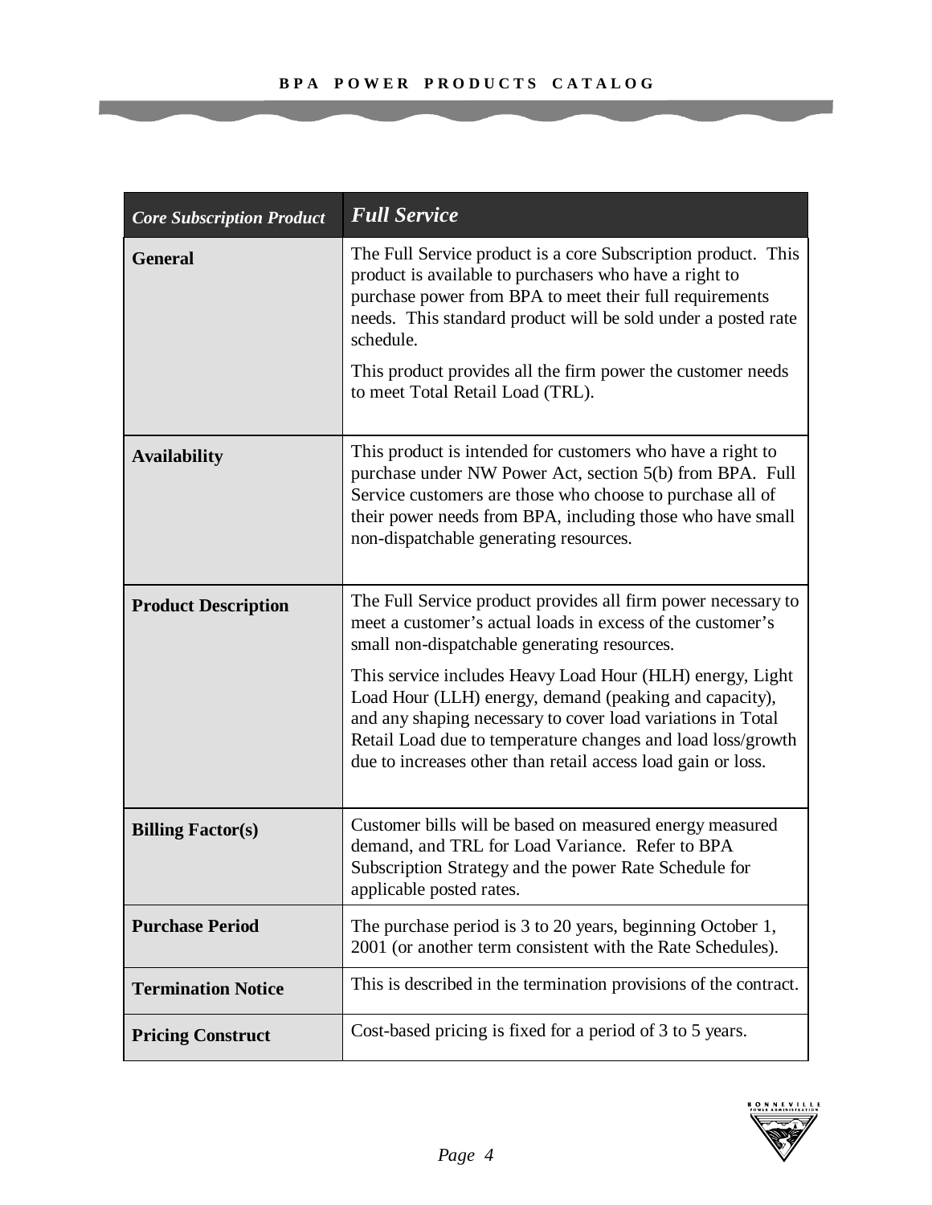| *Core Subscription Product* | ***Full Service*** |
|---|---|
| **General** | The Full Service product is a core Subscription product. This product is available to purchasers who have a right to purchase power from BPA to meet their full requirements needs. This standard product will be sold under a posted rate schedule.<br><br>This product provides all the firm power the customer needs to meet Total Retail Load (TRL). |
| **Availability** | This product is intended for customers who have a right to purchase under NW Power Act, section 5(b) from BPA. Full Service customers are those who choose to purchase all of their power needs from BPA, including those who have small non-dispatchable generating resources. |
| **Product Description** | The Full Service product provides all firm power necessary to meet a customer's actual loads in excess of the customer's small non-dispatchable generating resources.<br><br>This service includes Heavy Load Hour (HLH) energy, Light Load Hour (LLH) energy, demand (peaking and capacity), and any shaping necessary to cover load variations in Total Retail Load due to temperature changes and load loss/growth due to increases other than retail access load gain or loss. |
| **Billing Factor(s)** | Customer bills will be based on measured energy measured demand, and TRL for Load Variance. Refer to BPA Subscription Strategy and the power Rate Schedule for applicable posted rates. |
| **Purchase Period** | The purchase period is 3 to 20 years, beginning October 1, 2001 (or another term consistent with the Rate Schedules). |
| **Termination Notice** | This is described in the termination provisions of the contract. |
| **Pricing Construct** | Cost-based pricing is fixed for a period of 3 to 5 years. |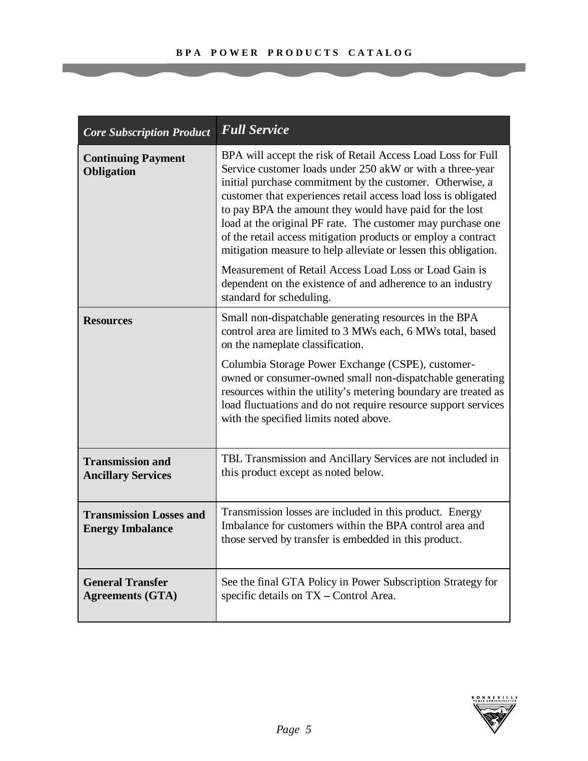| *Core Subscription Product* | *Full Service* |
| --- | --- |
| **Continuing Payment Obligation** | BPA will accept the risk of Retail Access Load Loss for Full Service customer loads under 250 akW or with a three-year initial purchase commitment by the customer. Otherwise, a customer that experiences retail access load loss is obligated to pay BPA the amount they would have paid for the lost load at the original PF rate. The customer may purchase one of the retail access mitigation products or employ a contract mitigation measure to help alleviate or lessen this obligation.<br><br>Measurement of Retail Access Load Loss or Load Gain is dependent on the existence of and adherence to an industry standard for scheduling. |
| **Resources** | Small non-dispatchable generating resources in the BPA control area are limited to 3 MWs each, 6 MWs total, based on the nameplate classification.<br><br>Columbia Storage Power Exchange (CSPE), customer-owned or consumer-owned small non-dispatchable generating resources within the utility's metering boundary are treated as load fluctuations and do not require resource support services with the specified limits noted above. |
| **Transmission and Ancillary Services** | TBL Transmission and Ancillary Services are not included in this product except as noted below. |
| **Transmission Losses and Energy Imbalance** | Transmission losses are included in this product. Energy Imbalance for customers within the BPA control area and those served by transfer is embedded in this product. |
| **General Transfer Agreements (GTA)** | See the final GTA Policy in Power Subscription Strategy for specific details on TX – Control Area. |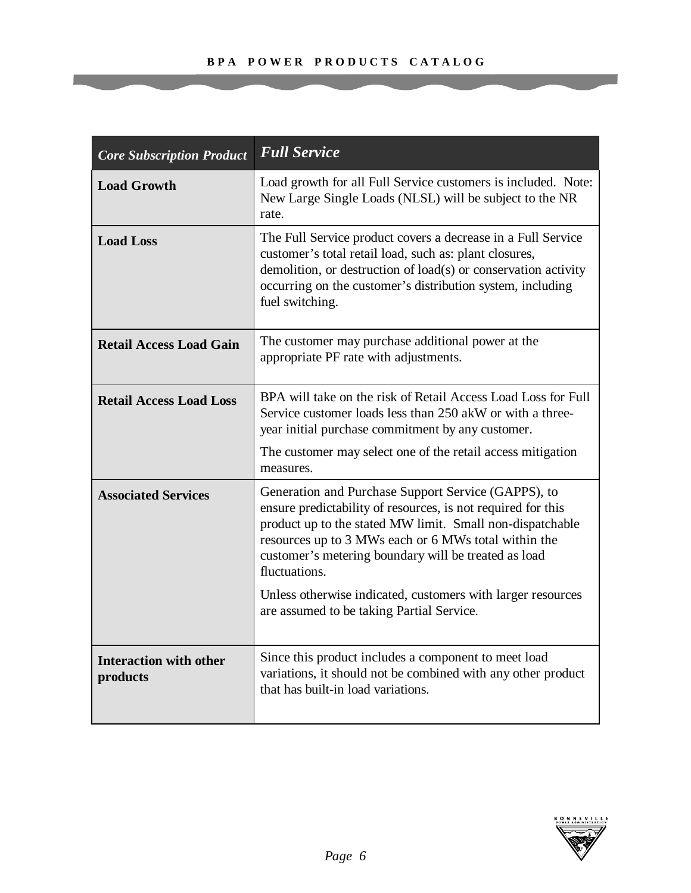| *Core Subscription Product* | ***Full Service*** |
|---|---|
| **Load Growth** | Load growth for all Full Service customers is included. Note: New Large Single Loads (NLSL) will be subject to the NR rate. |
| **Load Loss** | The Full Service product covers a decrease in a Full Service customer's total retail load, such as: plant closures, demolition, or destruction of load(s) or conservation activity occurring on the customer's distribution system, including fuel switching. |
| **Retail Access Load Gain** | The customer may purchase additional power at the appropriate PF rate with adjustments. |
| **Retail Access Load Loss** | BPA will take on the risk of Retail Access Load Loss for Full Service customer loads less than 250 akW or with a three-year initial purchase commitment by any customer.<br><br>The customer may select one of the retail access mitigation measures. |
| **Associated Services** | Generation and Purchase Support Service (GAPPS), to ensure predictability of resources, is not required for this product up to the stated MW limit. Small non-dispatchable resources up to 3 MWs each or 6 MWs total within the customer's metering boundary will be treated as load fluctuations.<br><br>Unless otherwise indicated, customers with larger resources are assumed to be taking Partial Service. |
| **Interaction with other products** | Since this product includes a component to meet load variations, it should not be combined with any other product that has built-in load variations. |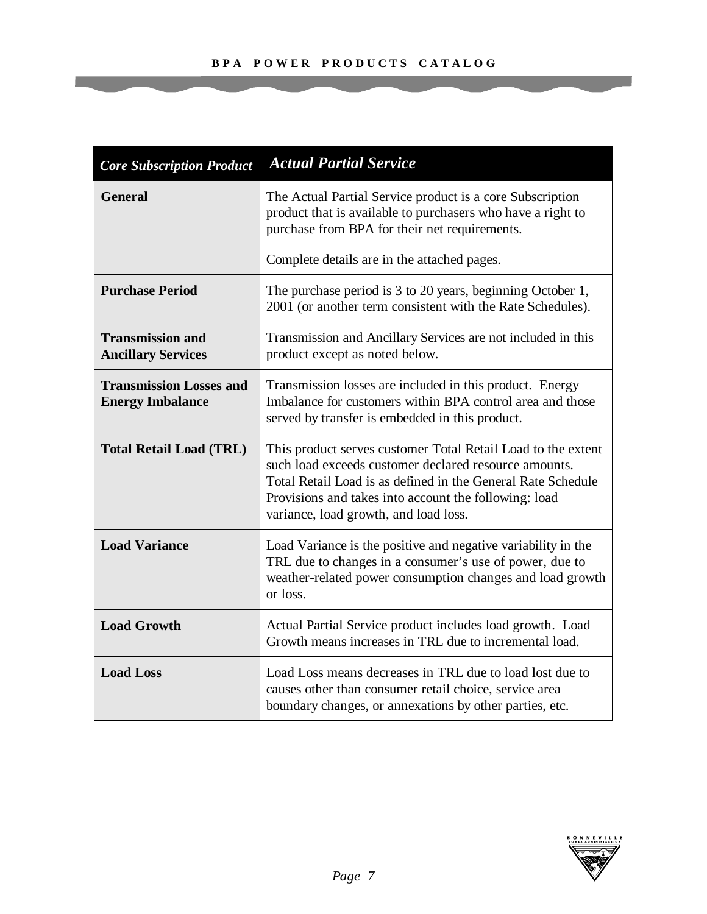| *Core Subscription Product* | ***Actual Partial Service*** |
|---|---|
| **General** | The Actual Partial Service product is a core Subscription product that is available to purchasers who have a right to purchase from BPA for their net requirements.<br><br>Complete details are in the attached pages. |
| **Purchase Period** | The purchase period is 3 to 20 years, beginning October 1, 2001 (or another term consistent with the Rate Schedules). |
| **Transmission and Ancillary Services** | Transmission and Ancillary Services are not included in this product except as noted below. |
| **Transmission Losses and Energy Imbalance** | Transmission losses are included in this product. Energy Imbalance for customers within BPA control area and those served by transfer is embedded in this product. |
| **Total Retail Load (TRL)** | This product serves customer Total Retail Load to the extent such load exceeds customer declared resource amounts. Total Retail Load is as defined in the General Rate Schedule Provisions and takes into account the following: load variance, load growth, and load loss. |
| **Load Variance** | Load Variance is the positive and negative variability in the TRL due to changes in a consumer's use of power, due to weather-related power consumption changes and load growth or loss. |
| **Load Growth** | Actual Partial Service product includes load growth. Load Growth means increases in TRL due to incremental load. |
| **Load Loss** | Load Loss means decreases in TRL due to load lost due to causes other than consumer retail choice, service area boundary changes, or annexations by other parties, etc. |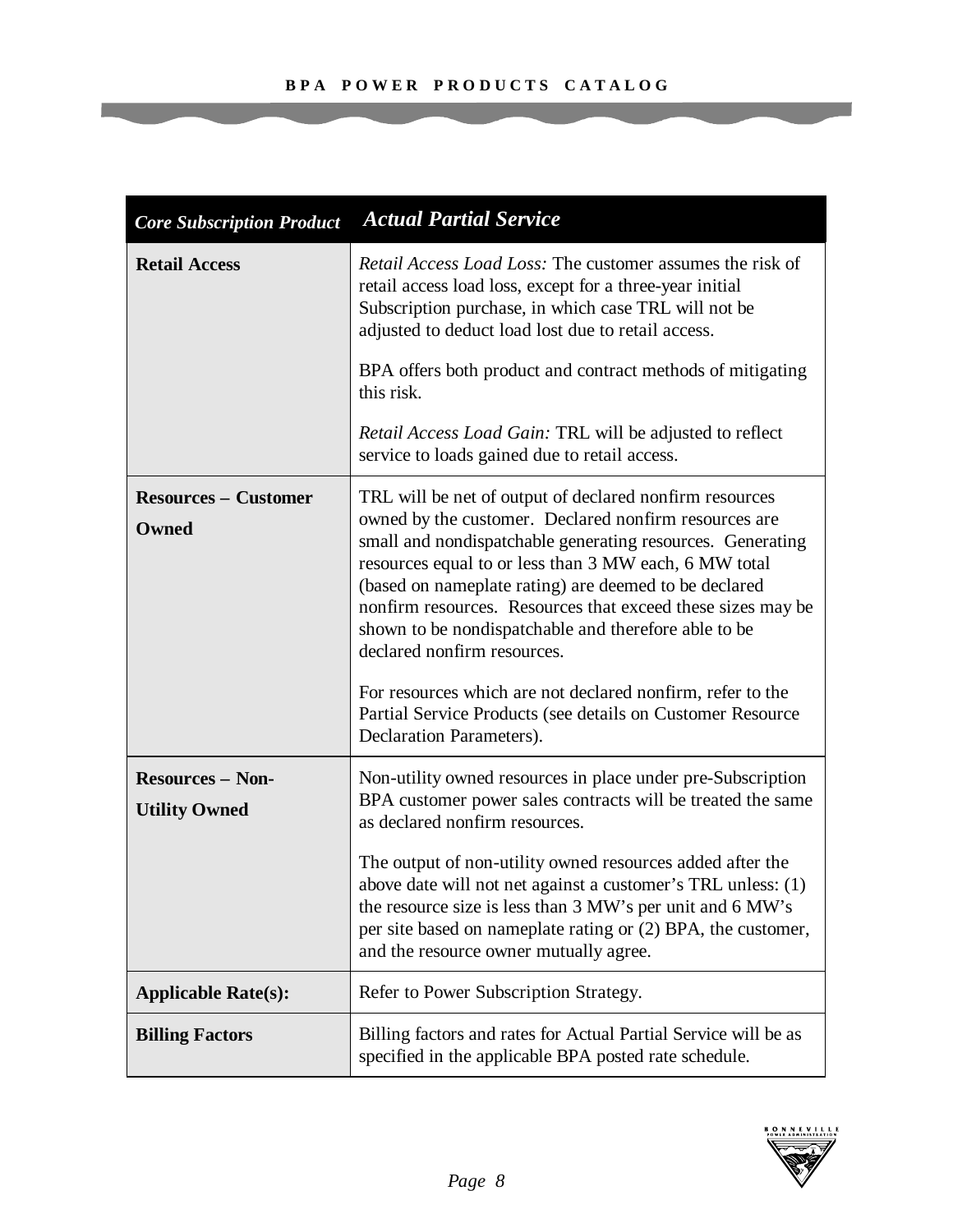| *Core Subscription Product* | ***Actual Partial Service*** |
|---|---|
| **Retail Access** | *Retail Access Load Loss:* The customer assumes the risk of retail access load loss, except for a three-year initial Subscription purchase, in which case TRL will not be adjusted to deduct load lost due to retail access.<br><br>BPA offers both product and contract methods of mitigating this risk.<br><br>*Retail Access Load Gain:* TRL will be adjusted to reflect service to loads gained due to retail access. |
| **Resources – Customer Owned** | TRL will be net of output of declared nonfirm resources owned by the customer. Declared nonfirm resources are small and nondispatchable generating resources. Generating resources equal to or less than 3 MW each, 6 MW total (based on nameplate rating) are deemed to be declared nonfirm resources. Resources that exceed these sizes may be shown to be nondispatchable and therefore able to be declared nonfirm resources.<br><br>For resources which are not declared nonfirm, refer to the Partial Service Products (see details on Customer Resource Declaration Parameters). |
| **Resources – Non-Utility Owned** | Non-utility owned resources in place under pre-Subscription BPA customer power sales contracts will be treated the same as declared nonfirm resources.<br><br>The output of non-utility owned resources added after the above date will not net against a customer's TRL unless: (1) the resource size is less than 3 MW's per unit and 6 MW's per site based on nameplate rating or (2) BPA, the customer, and the resource owner mutually agree. |
| **Applicable Rate(s):** | Refer to Power Subscription Strategy. |
| **Billing Factors** | Billing factors and rates for Actual Partial Service will be as specified in the applicable BPA posted rate schedule. |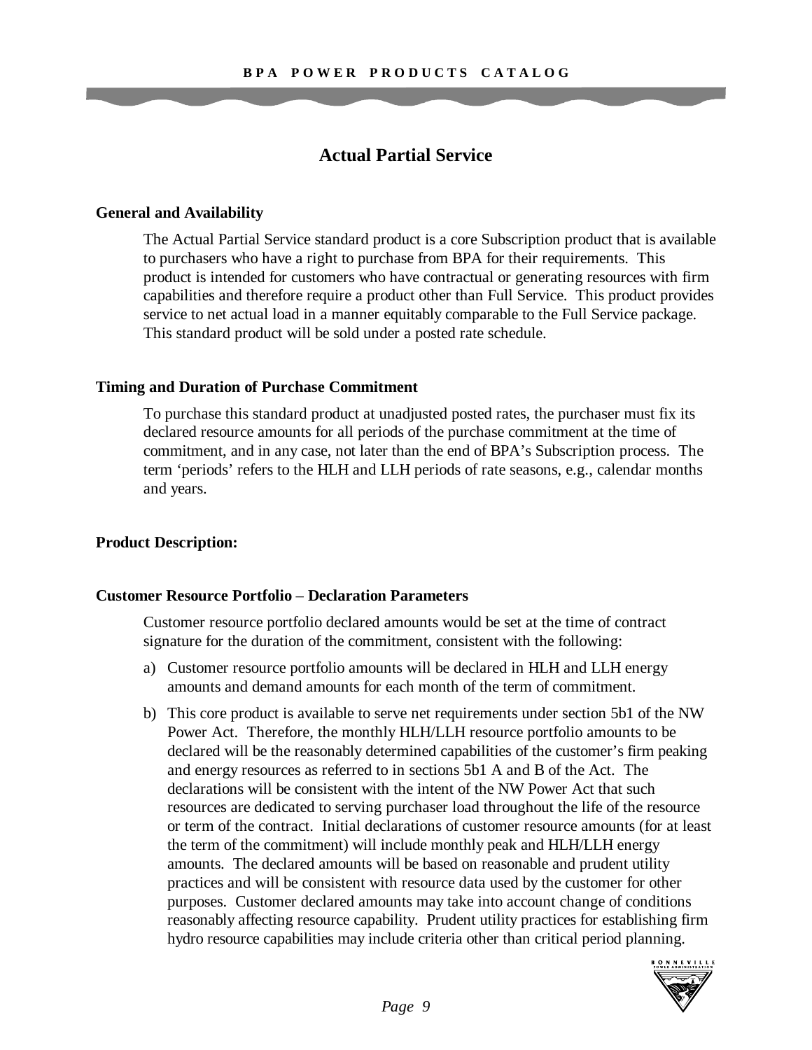# Actual Partial Service

### General and Availability

The Actual Partial Service standard product is a core Subscription product that is available to purchasers who have a right to purchase from BPA for their requirements. This product is intended for customers who have contractual or generating resources with firm capabilities and therefore require a product other than Full Service. This product provides service to net actual load in a manner equitably comparable to the Full Service package. This standard product will be sold under a posted rate schedule.

### Timing and Duration of Purchase Commitment

To purchase this standard product at unadjusted posted rates, the purchaser must fix its declared resource amounts for all periods of the purchase commitment at the time of commitment, and in any case, not later than the end of BPA's Subscription process. The term 'periods' refers to the HLH and LLH periods of rate seasons, e.g., calendar months and years.

### Product Description:

### Customer Resource Portfolio – Declaration Parameters

Customer resource portfolio declared amounts would be set at the time of contract signature for the duration of the commitment, consistent with the following:

a) Customer resource portfolio amounts will be declared in HLH and LLH energy amounts and demand amounts for each month of the term of commitment.

b) This core product is available to serve net requirements under section 5b1 of the NW Power Act. Therefore, the monthly HLH/LLH resource portfolio amounts to be declared will be the reasonably determined capabilities of the customer's firm peaking and energy resources as referred to in sections 5b1 A and B of the Act. The declarations will be consistent with the intent of the NW Power Act that such resources are dedicated to serving purchaser load throughout the life of the resource or term of the contract. Initial declarations of customer resource amounts (for at least the term of the commitment) will include monthly peak and HLH/LLH energy amounts. The declared amounts will be based on reasonable and prudent utility practices and will be consistent with resource data used by the customer for other purposes. Customer declared amounts may take into account change of conditions reasonably affecting resource capability. Prudent utility practices for establishing firm hydro resource capabilities may include criteria other than critical period planning.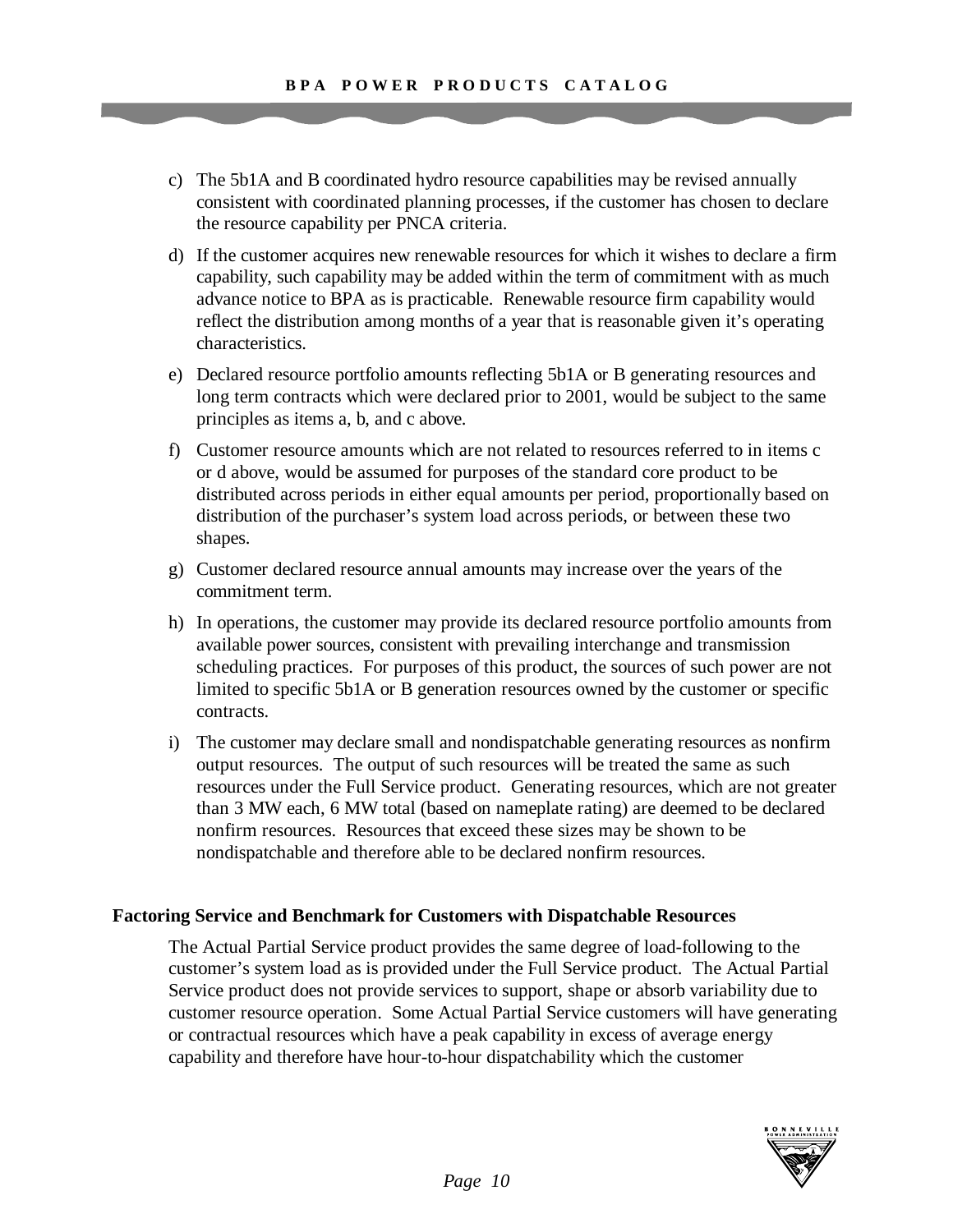c) The 5b1A and B coordinated hydro resource capabilities may be revised annually consistent with coordinated planning processes, if the customer has chosen to declare the resource capability per PNCA criteria.

d) If the customer acquires new renewable resources for which it wishes to declare a firm capability, such capability may be added within the term of commitment with as much advance notice to BPA as is practicable. Renewable resource firm capability would reflect the distribution among months of a year that is reasonable given it's operating characteristics.

e) Declared resource portfolio amounts reflecting 5b1A or B generating resources and long term contracts which were declared prior to 2001, would be subject to the same principles as items a, b, and c above.

f) Customer resource amounts which are not related to resources referred to in items c or d above, would be assumed for purposes of the standard core product to be distributed across periods in either equal amounts per period, proportionally based on distribution of the purchaser's system load across periods, or between these two shapes.

g) Customer declared resource annual amounts may increase over the years of the commitment term.

h) In operations, the customer may provide its declared resource portfolio amounts from available power sources, consistent with prevailing interchange and transmission scheduling practices. For purposes of this product, the sources of such power are not limited to specific 5b1A or B generation resources owned by the customer or specific contracts.

i) The customer may declare small and nondispatchable generating resources as nonfirm output resources. The output of such resources will be treated the same as such resources under the Full Service product. Generating resources, which are not greater than 3 MW each, 6 MW total (based on nameplate rating) are deemed to be declared nonfirm resources. Resources that exceed these sizes may be shown to be nondispatchable and therefore able to be declared nonfirm resources.

**Factoring Service and Benchmark for Customers with Dispatchable Resources**

The Actual Partial Service product provides the same degree of load-following to the customer's system load as is provided under the Full Service product. The Actual Partial Service product does not provide services to support, shape or absorb variability due to customer resource operation. Some Actual Partial Service customers will have generating or contractual resources which have a peak capability in excess of average energy capability and therefore have hour-to-hour dispatchability which the customer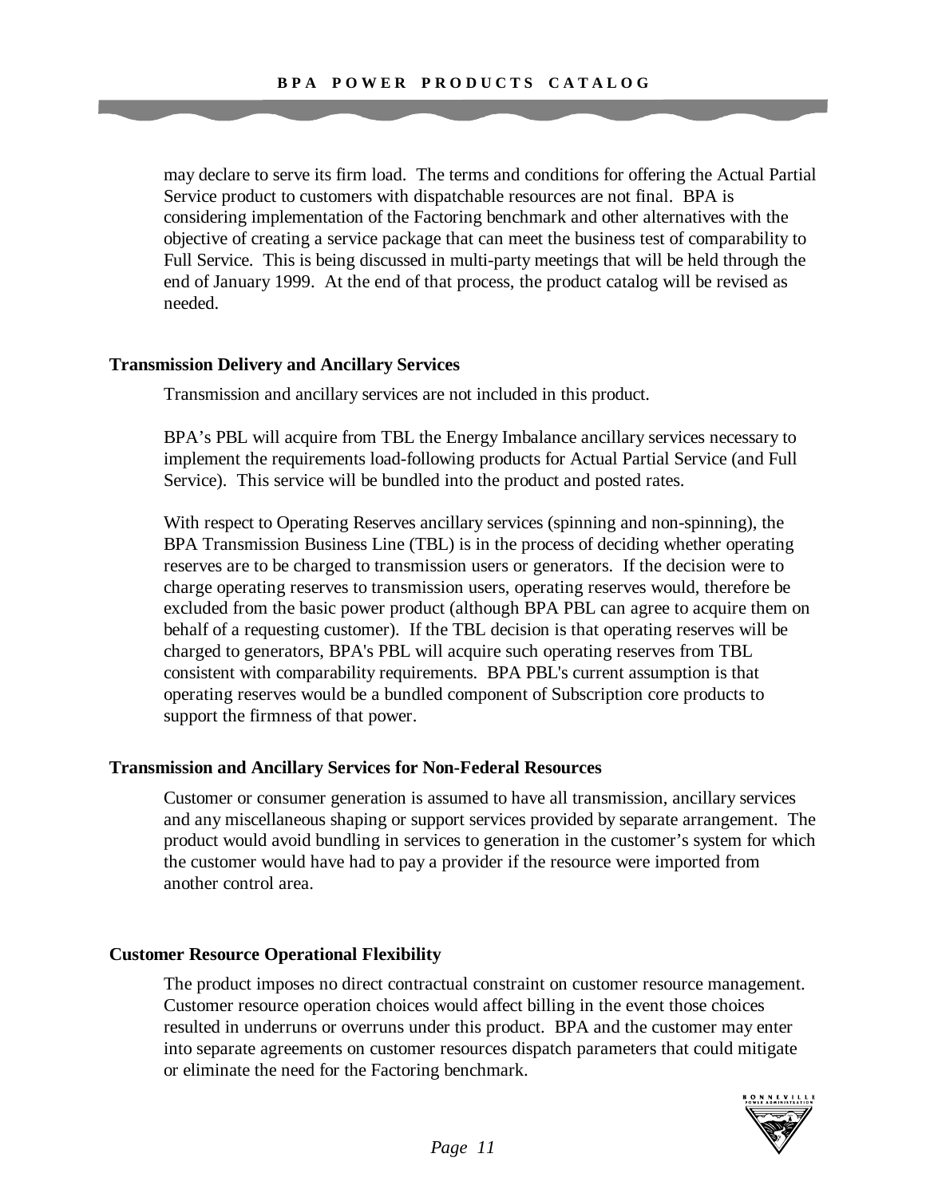may declare to serve its firm load. The terms and conditions for offering the Actual Partial Service product to customers with dispatchable resources are not final. BPA is considering implementation of the Factoring benchmark and other alternatives with the objective of creating a service package that can meet the business test of comparability to Full Service. This is being discussed in multi-party meetings that will be held through the end of January 1999. At the end of that process, the product catalog will be revised as needed.

**Transmission Delivery and Ancillary Services**

Transmission and ancillary services are not included in this product.

BPA's PBL will acquire from TBL the Energy Imbalance ancillary services necessary to implement the requirements load-following products for Actual Partial Service (and Full Service). This service will be bundled into the product and posted rates.

With respect to Operating Reserves ancillary services (spinning and non-spinning), the BPA Transmission Business Line (TBL) is in the process of deciding whether operating reserves are to be charged to transmission users or generators. If the decision were to charge operating reserves to transmission users, operating reserves would, therefore be excluded from the basic power product (although BPA PBL can agree to acquire them on behalf of a requesting customer). If the TBL decision is that operating reserves will be charged to generators, BPA's PBL will acquire such operating reserves from TBL consistent with comparability requirements. BPA PBL's current assumption is that operating reserves would be a bundled component of Subscription core products to support the firmness of that power.

**Transmission and Ancillary Services for Non-Federal Resources**

Customer or consumer generation is assumed to have all transmission, ancillary services and any miscellaneous shaping or support services provided by separate arrangement. The product would avoid bundling in services to generation in the customer's system for which the customer would have had to pay a provider if the resource were imported from another control area.

**Customer Resource Operational Flexibility**

The product imposes no direct contractual constraint on customer resource management. Customer resource operation choices would affect billing in the event those choices resulted in underruns or overruns under this product. BPA and the customer may enter into separate agreements on customer resources dispatch parameters that could mitigate or eliminate the need for the Factoring benchmark.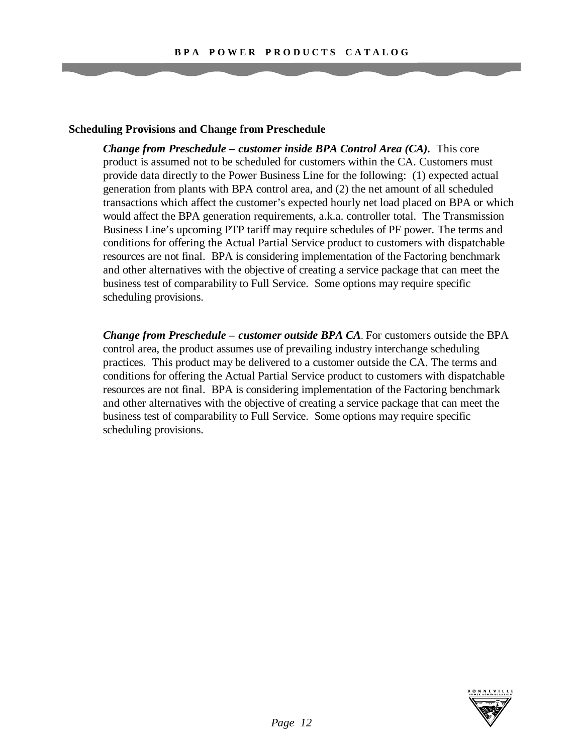### Scheduling Provisions and Change from Preschedule

***Change from Preschedule – customer inside BPA Control Area (CA).*** This core product is assumed not to be scheduled for customers within the CA. Customers must provide data directly to the Power Business Line for the following: (1) expected actual generation from plants with BPA control area, and (2) the net amount of all scheduled transactions which affect the customer's expected hourly net load placed on BPA or which would affect the BPA generation requirements, a.k.a. controller total. The Transmission Business Line's upcoming PTP tariff may require schedules of PF power. The terms and conditions for offering the Actual Partial Service product to customers with dispatchable resources are not final. BPA is considering implementation of the Factoring benchmark and other alternatives with the objective of creating a service package that can meet the business test of comparability to Full Service. Some options may require specific scheduling provisions.

***Change from Preschedule – customer outside BPA CA***. For customers outside the BPA control area, the product assumes use of prevailing industry interchange scheduling practices. This product may be delivered to a customer outside the CA. The terms and conditions for offering the Actual Partial Service product to customers with dispatchable resources are not final. BPA is considering implementation of the Factoring benchmark and other alternatives with the objective of creating a service package that can meet the business test of comparability to Full Service. Some options may require specific scheduling provisions.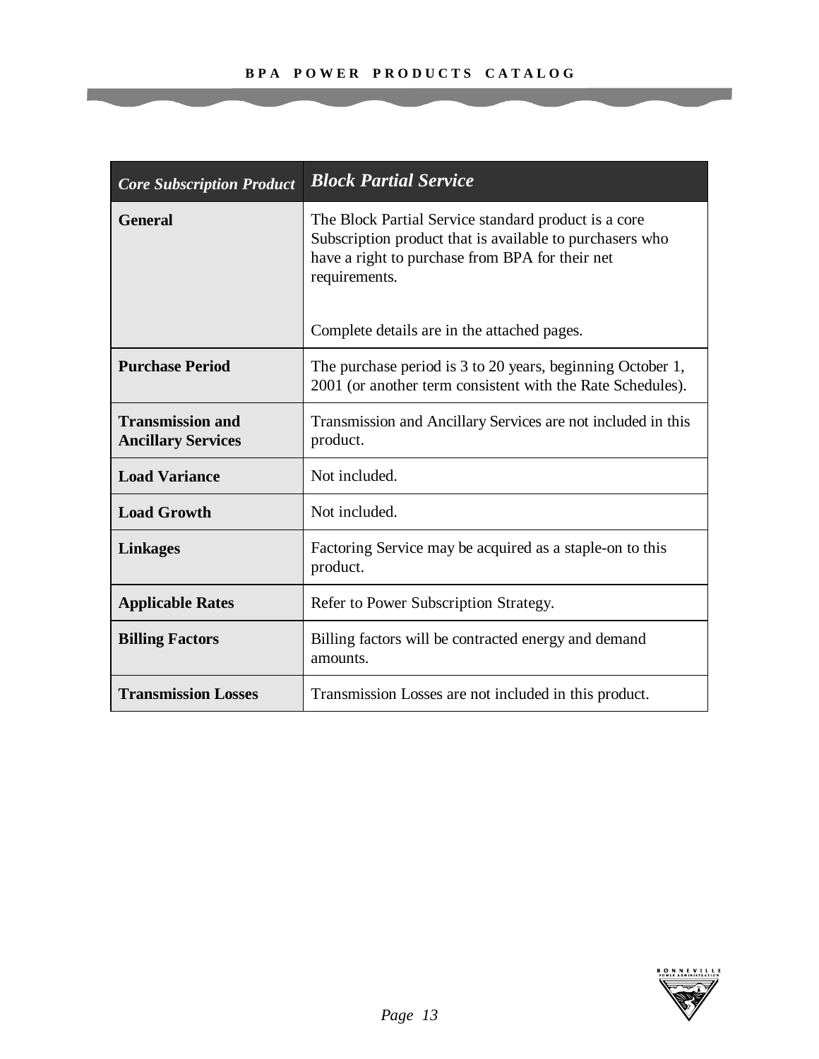| *Core Subscription Product* | ***Block Partial Service*** |
|---|---|
| **General** | The Block Partial Service standard product is a core Subscription product that is available to purchasers who have a right to purchase from BPA for their net requirements.<br><br>Complete details are in the attached pages. |
| **Purchase Period** | The purchase period is 3 to 20 years, beginning October 1, 2001 (or another term consistent with the Rate Schedules). |
| **Transmission and Ancillary Services** | Transmission and Ancillary Services are not included in this product. |
| **Load Variance** | Not included. |
| **Load Growth** | Not included. |
| **Linkages** | Factoring Service may be acquired as a staple-on to this product. |
| **Applicable Rates** | Refer to Power Subscription Strategy. |
| **Billing Factors** | Billing factors will be contracted energy and demand amounts. |
| **Transmission Losses** | Transmission Losses are not included in this product. |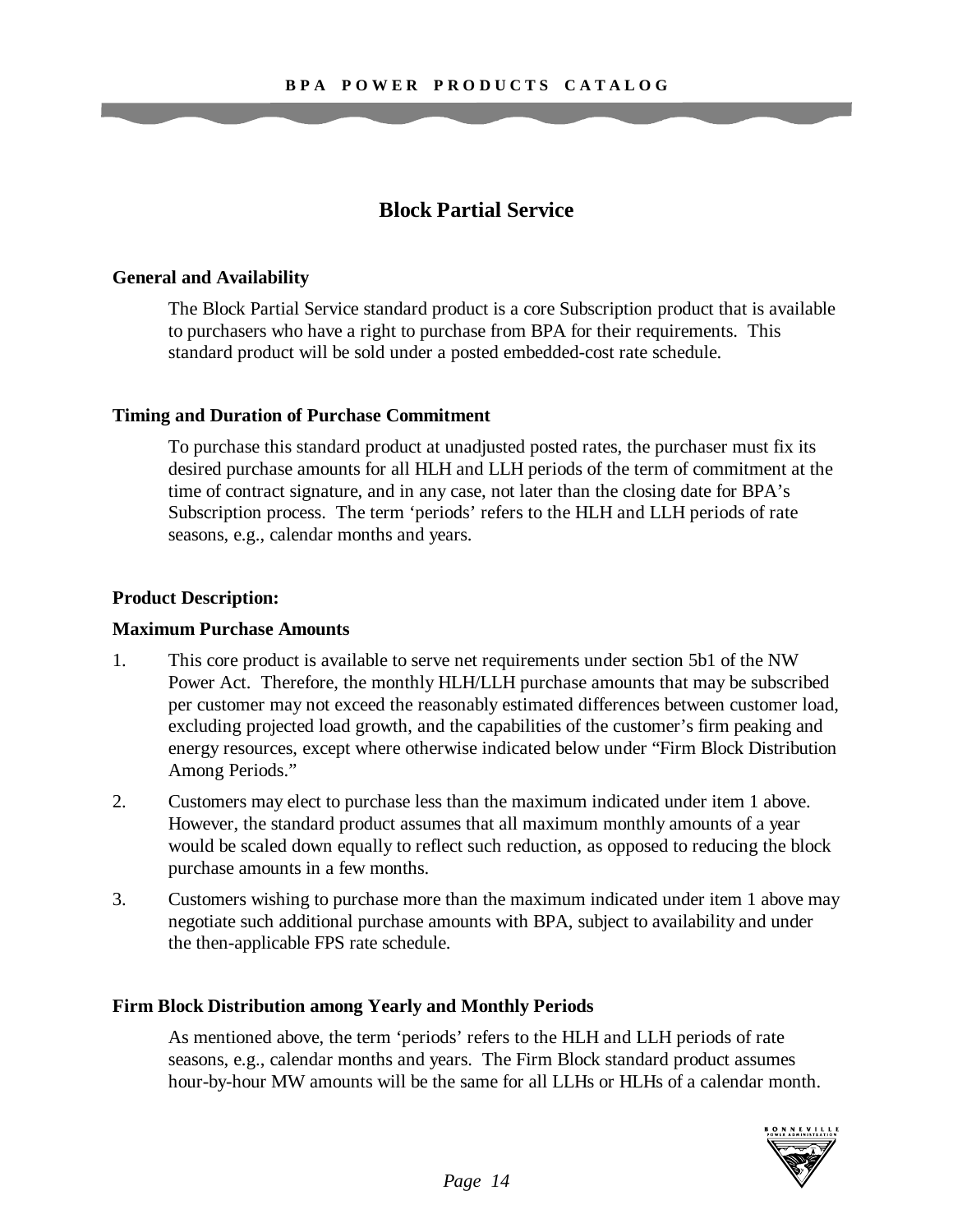## Block Partial Service

### General and Availability

The Block Partial Service standard product is a core Subscription product that is available to purchasers who have a right to purchase from BPA for their requirements. This standard product will be sold under a posted embedded-cost rate schedule.

### Timing and Duration of Purchase Commitment

To purchase this standard product at unadjusted posted rates, the purchaser must fix its desired purchase amounts for all HLH and LLH periods of the term of commitment at the time of contract signature, and in any case, not later than the closing date for BPA's Subscription process. The term 'periods' refers to the HLH and LLH periods of rate seasons, e.g., calendar months and years.

### Product Description:

### Maximum Purchase Amounts

1. This core product is available to serve net requirements under section 5b1 of the NW Power Act. Therefore, the monthly HLH/LLH purchase amounts that may be subscribed per customer may not exceed the reasonably estimated differences between customer load, excluding projected load growth, and the capabilities of the customer's firm peaking and energy resources, except where otherwise indicated below under "Firm Block Distribution Among Periods."
2. Customers may elect to purchase less than the maximum indicated under item 1 above. However, the standard product assumes that all maximum monthly amounts of a year would be scaled down equally to reflect such reduction, as opposed to reducing the block purchase amounts in a few months.
3. Customers wishing to purchase more than the maximum indicated under item 1 above may negotiate such additional purchase amounts with BPA, subject to availability and under the then-applicable FPS rate schedule.

### Firm Block Distribution among Yearly and Monthly Periods

As mentioned above, the term 'periods' refers to the HLH and LLH periods of rate seasons, e.g., calendar months and years. The Firm Block standard product assumes hour-by-hour MW amounts will be the same for all LLHs or HLHs of a calendar month.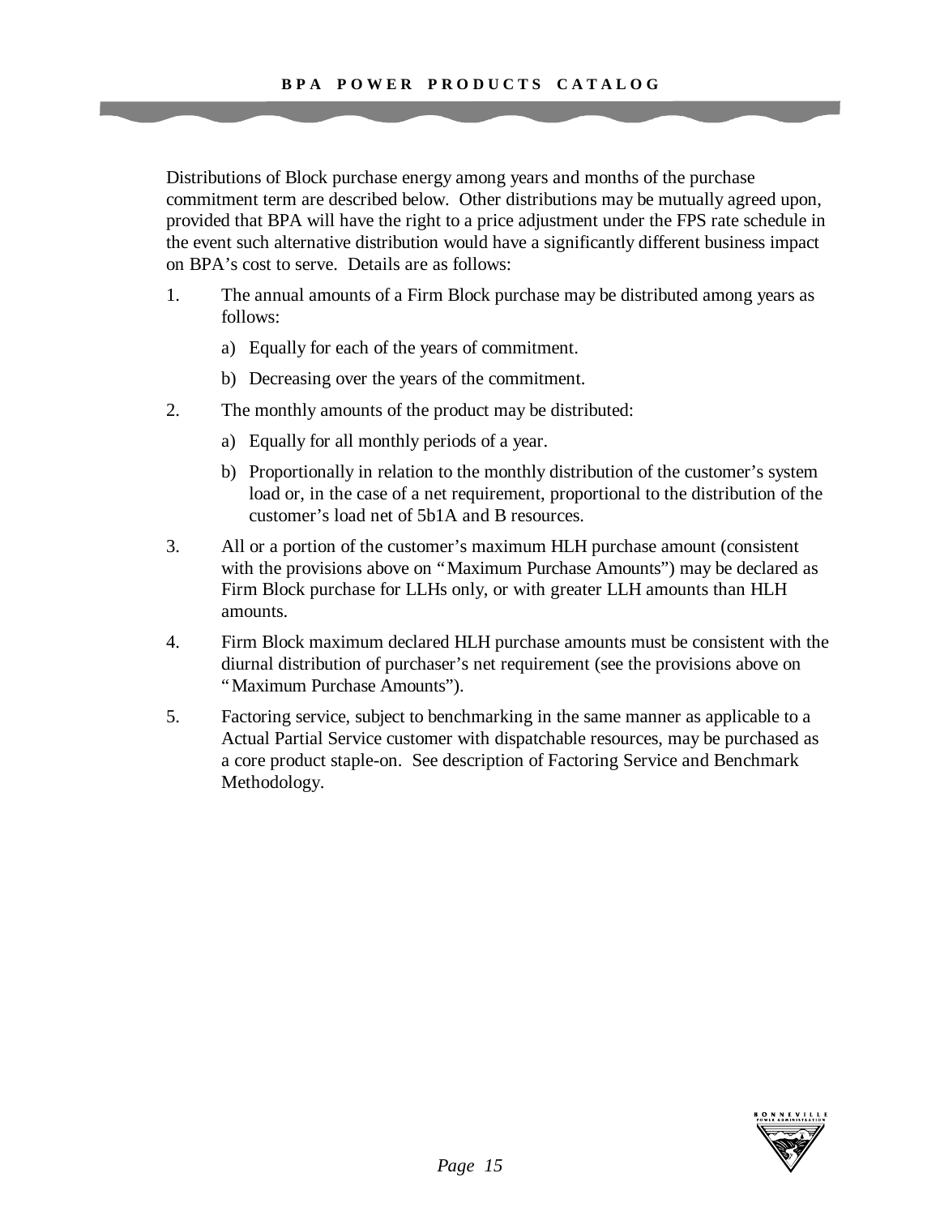Distributions of Block purchase energy among years and months of the purchase commitment term are described below. Other distributions may be mutually agreed upon, provided that BPA will have the right to a price adjustment under the FPS rate schedule in the event such alternative distribution would have a significantly different business impact on BPA's cost to serve. Details are as follows:

1. The annual amounts of a Firm Block purchase may be distributed among years as follows:
   a) Equally for each of the years of commitment.
   b) Decreasing over the years of the commitment.
2. The monthly amounts of the product may be distributed:
   a) Equally for all monthly periods of a year.
   b) Proportionally in relation to the monthly distribution of the customer's system load or, in the case of a net requirement, proportional to the distribution of the customer's load net of 5b1A and B resources.
3. All or a portion of the customer's maximum HLH purchase amount (consistent with the provisions above on "Maximum Purchase Amounts") may be declared as Firm Block purchase for LLHs only, or with greater LLH amounts than HLH amounts.
4. Firm Block maximum declared HLH purchase amounts must be consistent with the diurnal distribution of purchaser's net requirement (see the provisions above on "Maximum Purchase Amounts").
5. Factoring service, subject to benchmarking in the same manner as applicable to a Actual Partial Service customer with dispatchable resources, may be purchased as a core product staple-on. See description of Factoring Service and Benchmark Methodology.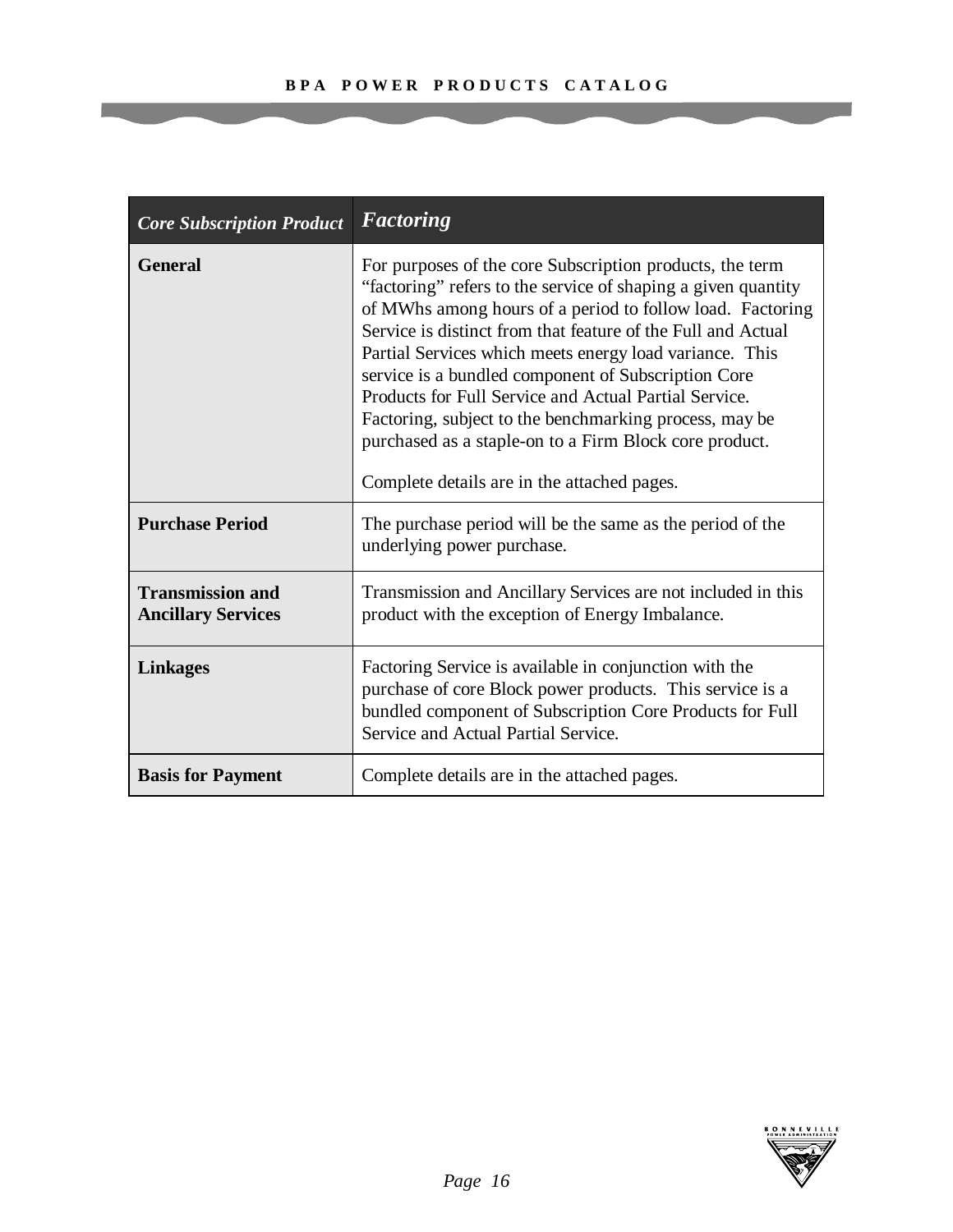| *Core Subscription Product* | *Factoring* |
|---|---|
| **General** | For purposes of the core Subscription products, the term "factoring" refers to the service of shaping a given quantity of MWhs among hours of a period to follow load. Factoring Service is distinct from that feature of the Full and Actual Partial Services which meets energy load variance. This service is a bundled component of Subscription Core Products for Full Service and Actual Partial Service. Factoring, subject to the benchmarking process, may be purchased as a staple-on to a Firm Block core product.<br><br>Complete details are in the attached pages. |
| **Purchase Period** | The purchase period will be the same as the period of the underlying power purchase. |
| **Transmission and Ancillary Services** | Transmission and Ancillary Services are not included in this product with the exception of Energy Imbalance. |
| **Linkages** | Factoring Service is available in conjunction with the purchase of core Block power products. This service is a bundled component of Subscription Core Products for Full Service and Actual Partial Service. |
| **Basis for Payment** | Complete details are in the attached pages. |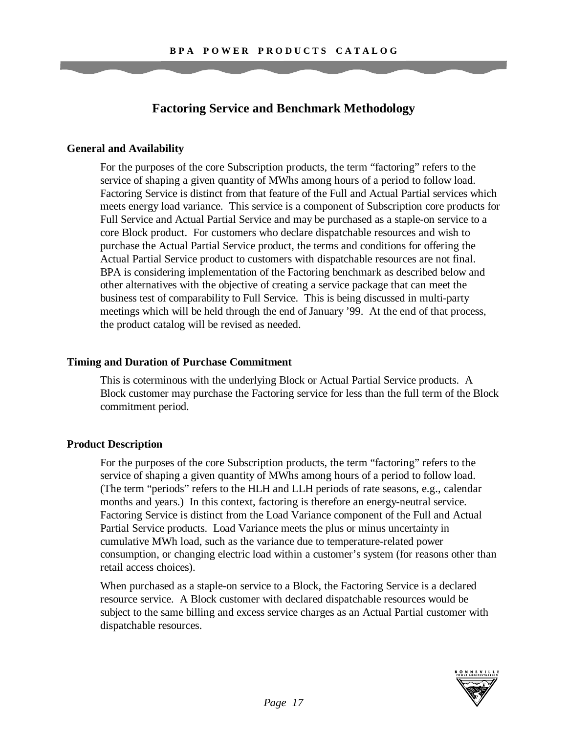## Factoring Service and Benchmark Methodology

### General and Availability

For the purposes of the core Subscription products, the term "factoring" refers to the service of shaping a given quantity of MWhs among hours of a period to follow load. Factoring Service is distinct from that feature of the Full and Actual Partial services which meets energy load variance. This service is a component of Subscription core products for Full Service and Actual Partial Service and may be purchased as a staple-on service to a core Block product. For customers who declare dispatchable resources and wish to purchase the Actual Partial Service product, the terms and conditions for offering the Actual Partial Service product to customers with dispatchable resources are not final. BPA is considering implementation of the Factoring benchmark as described below and other alternatives with the objective of creating a service package that can meet the business test of comparability to Full Service. This is being discussed in multi-party meetings which will be held through the end of January '99. At the end of that process, the product catalog will be revised as needed.

### Timing and Duration of Purchase Commitment

This is coterminous with the underlying Block or Actual Partial Service products. A Block customer may purchase the Factoring service for less than the full term of the Block commitment period.

### Product Description

For the purposes of the core Subscription products, the term "factoring" refers to the service of shaping a given quantity of MWhs among hours of a period to follow load. (The term "periods" refers to the HLH and LLH periods of rate seasons, e.g., calendar months and years.) In this context, factoring is therefore an energy-neutral service. Factoring Service is distinct from the Load Variance component of the Full and Actual Partial Service products. Load Variance meets the plus or minus uncertainty in cumulative MWh load, such as the variance due to temperature-related power consumption, or changing electric load within a customer's system (for reasons other than retail access choices).

When purchased as a staple-on service to a Block, the Factoring Service is a declared resource service. A Block customer with declared dispatchable resources would be subject to the same billing and excess service charges as an Actual Partial customer with dispatchable resources.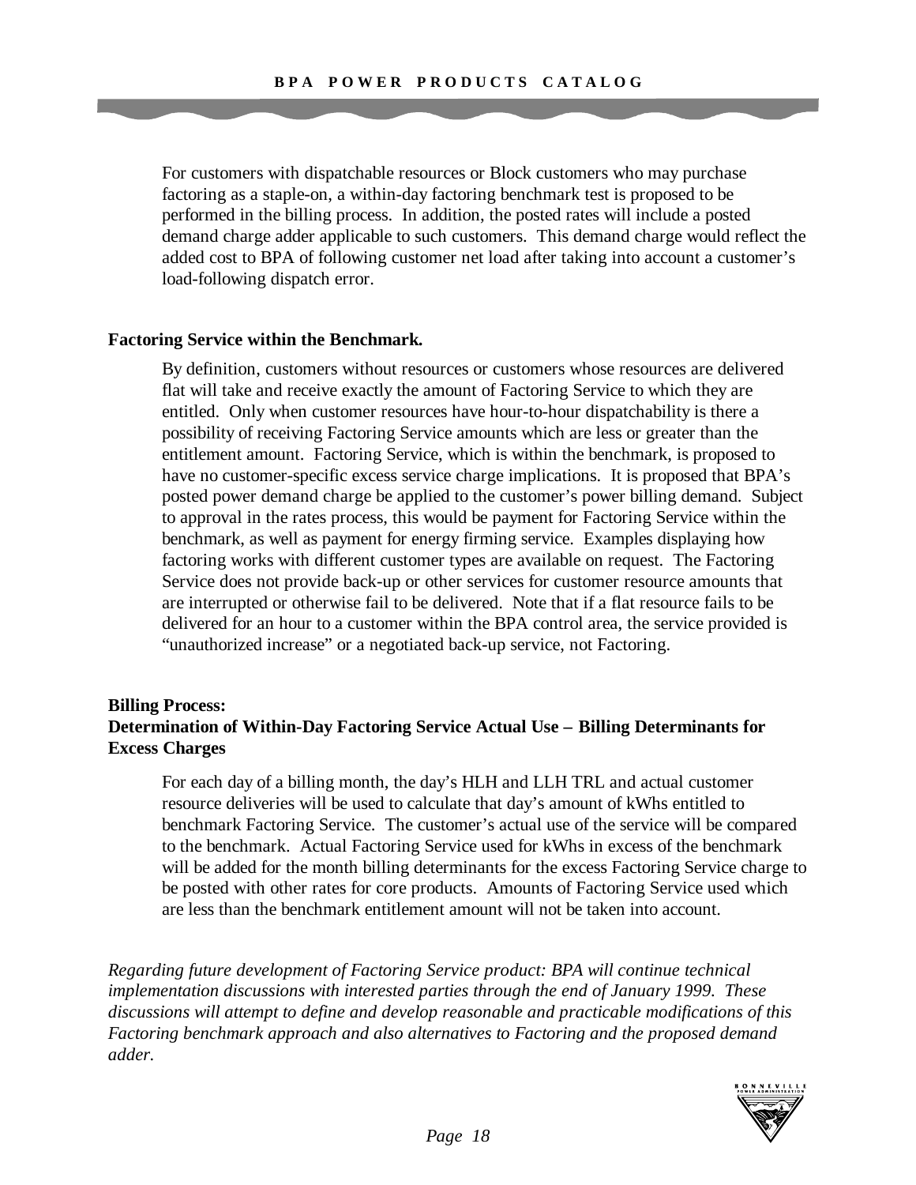For customers with dispatchable resources or Block customers who may purchase factoring as a staple-on, a within-day factoring benchmark test is proposed to be performed in the billing process. In addition, the posted rates will include a posted demand charge adder applicable to such customers. This demand charge would reflect the added cost to BPA of following customer net load after taking into account a customer's load-following dispatch error.

**Factoring Service within the Benchmark.**

By definition, customers without resources or customers whose resources are delivered flat will take and receive exactly the amount of Factoring Service to which they are entitled. Only when customer resources have hour-to-hour dispatchability is there a possibility of receiving Factoring Service amounts which are less or greater than the entitlement amount. Factoring Service, which is within the benchmark, is proposed to have no customer-specific excess service charge implications. It is proposed that BPA's posted power demand charge be applied to the customer's power billing demand. Subject to approval in the rates process, this would be payment for Factoring Service within the benchmark, as well as payment for energy firming service. Examples displaying how factoring works with different customer types are available on request. The Factoring Service does not provide back-up or other services for customer resource amounts that are interrupted or otherwise fail to be delivered. Note that if a flat resource fails to be delivered for an hour to a customer within the BPA control area, the service provided is "unauthorized increase" or a negotiated back-up service, not Factoring.

**Billing Process:**
**Determination of Within-Day Factoring Service Actual Use – Billing Determinants for Excess Charges**

For each day of a billing month, the day's HLH and LLH TRL and actual customer resource deliveries will be used to calculate that day's amount of kWhs entitled to benchmark Factoring Service. The customer's actual use of the service will be compared to the benchmark. Actual Factoring Service used for kWhs in excess of the benchmark will be added for the month billing determinants for the excess Factoring Service charge to be posted with other rates for core products. Amounts of Factoring Service used which are less than the benchmark entitlement amount will not be taken into account.

*Regarding future development of Factoring Service product: BPA will continue technical implementation discussions with interested parties through the end of January 1999. These discussions will attempt to define and develop reasonable and practicable modifications of this Factoring benchmark approach and also alternatives to Factoring and the proposed demand adder.*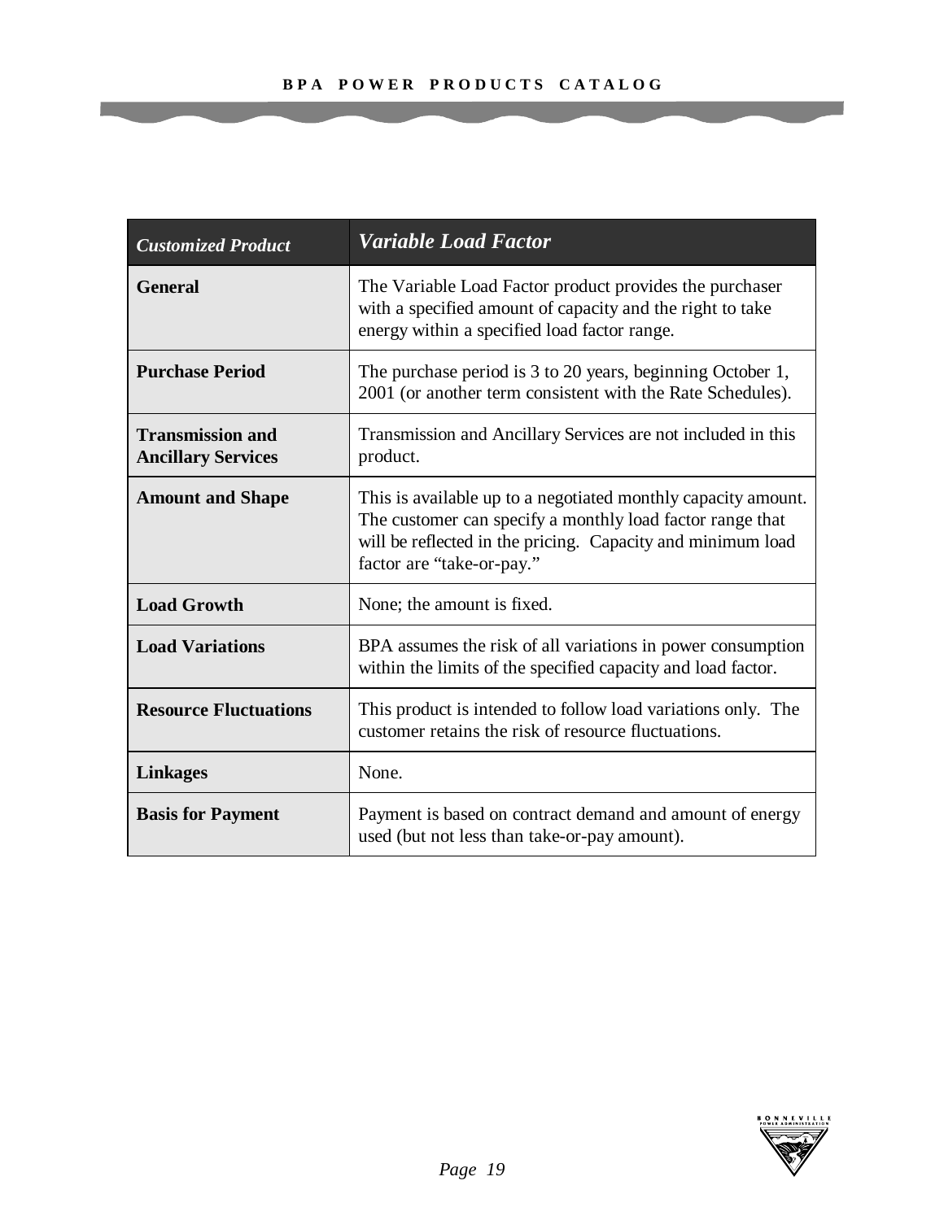| *Customized Product* | ***Variable Load Factor*** |
|---|---|
| **General** | The Variable Load Factor product provides the purchaser with a specified amount of capacity and the right to take energy within a specified load factor range. |
| **Purchase Period** | The purchase period is 3 to 20 years, beginning October 1, 2001 (or another term consistent with the Rate Schedules). |
| **Transmission and Ancillary Services** | Transmission and Ancillary Services are not included in this product. |
| **Amount and Shape** | This is available up to a negotiated monthly capacity amount. The customer can specify a monthly load factor range that will be reflected in the pricing. Capacity and minimum load factor are "take-or-pay." |
| **Load Growth** | None; the amount is fixed. |
| **Load Variations** | BPA assumes the risk of all variations in power consumption within the limits of the specified capacity and load factor. |
| **Resource Fluctuations** | This product is intended to follow load variations only. The customer retains the risk of resource fluctuations. |
| **Linkages** | None. |
| **Basis for Payment** | Payment is based on contract demand and amount of energy used (but not less than take-or-pay amount). |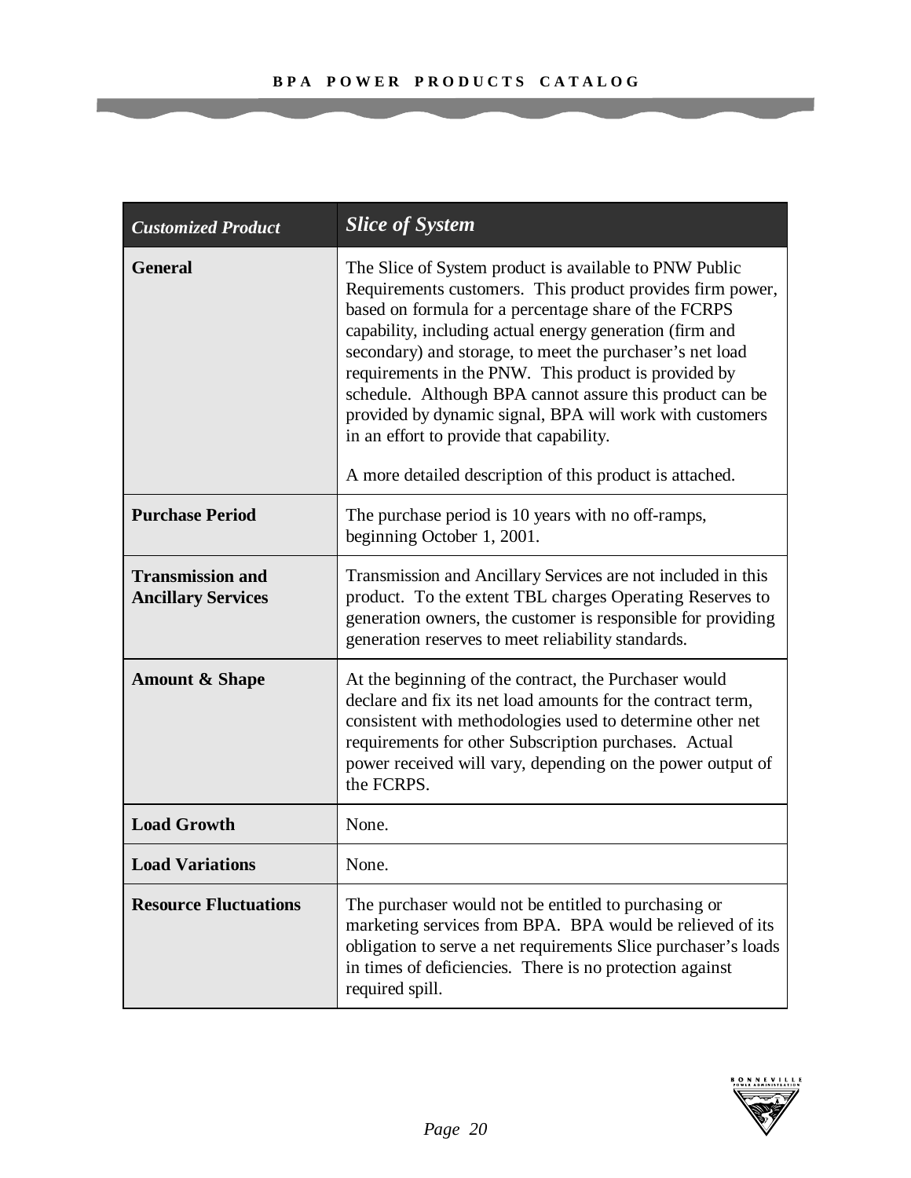| *Customized Product* | ***Slice of System*** |
| --- | --- |
| **General** | The Slice of System product is available to PNW Public Requirements customers. This product provides firm power, based on formula for a percentage share of the FCRPS capability, including actual energy generation (firm and secondary) and storage, to meet the purchaser's net load requirements in the PNW. This product is provided by schedule. Although BPA cannot assure this product can be provided by dynamic signal, BPA will work with customers in an effort to provide that capability.<br><br>A more detailed description of this product is attached. |
| **Purchase Period** | The purchase period is 10 years with no off-ramps, beginning October 1, 2001. |
| **Transmission and Ancillary Services** | Transmission and Ancillary Services are not included in this product. To the extent TBL charges Operating Reserves to generation owners, the customer is responsible for providing generation reserves to meet reliability standards. |
| **Amount & Shape** | At the beginning of the contract, the Purchaser would declare and fix its net load amounts for the contract term, consistent with methodologies used to determine other net requirements for other Subscription purchases. Actual power received will vary, depending on the power output of the FCRPS. |
| **Load Growth** | None. |
| **Load Variations** | None. |
| **Resource Fluctuations** | The purchaser would not be entitled to purchasing or marketing services from BPA. BPA would be relieved of its obligation to serve a net requirements Slice purchaser's loads in times of deficiencies. There is no protection against required spill. |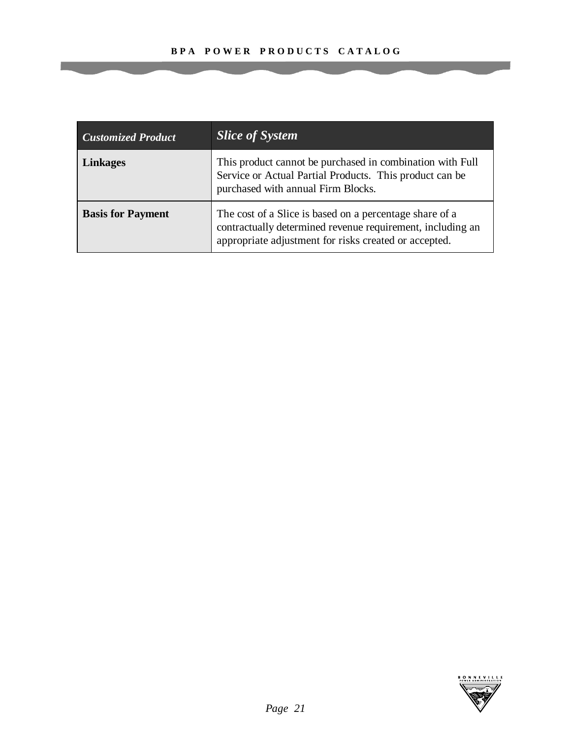| *Customized Product* | ***Slice of System*** |
|---|---|
| **Linkages** | This product cannot be purchased in combination with Full Service or Actual Partial Products. This product can be purchased with annual Firm Blocks. |
| **Basis for Payment** | The cost of a Slice is based on a percentage share of a contractually determined revenue requirement, including an appropriate adjustment for risks created or accepted. |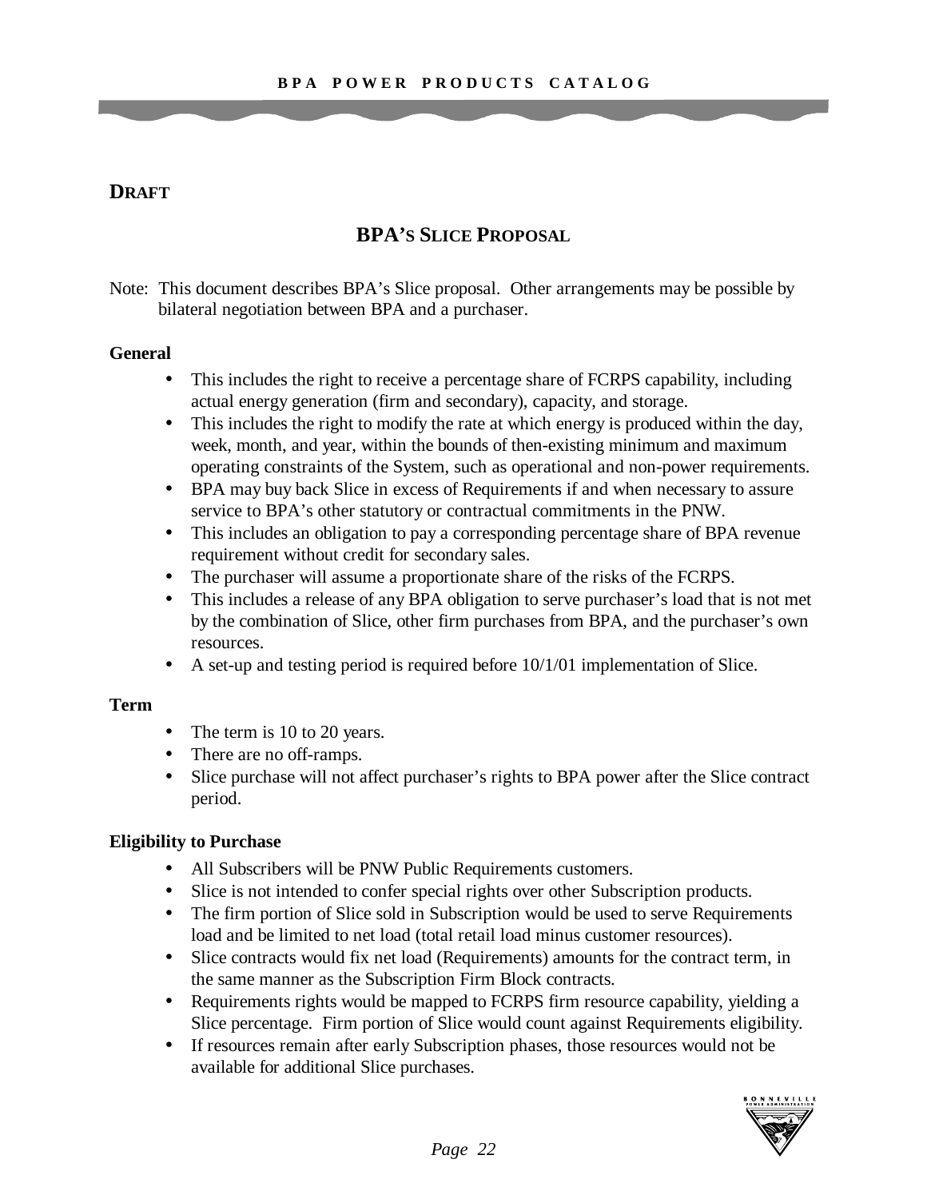**DRAFT**

## BPA's Slice Proposal

Note: This document describes BPA's Slice proposal. Other arrangements may be possible by bilateral negotiation between BPA and a purchaser.

**General**

- This includes the right to receive a percentage share of FCRPS capability, including actual energy generation (firm and secondary), capacity, and storage.
- This includes the right to modify the rate at which energy is produced within the day, week, month, and year, within the bounds of then-existing minimum and maximum operating constraints of the System, such as operational and non-power requirements.
- BPA may buy back Slice in excess of Requirements if and when necessary to assure service to BPA's other statutory or contractual commitments in the PNW.
- This includes an obligation to pay a corresponding percentage share of BPA revenue requirement without credit for secondary sales.
- The purchaser will assume a proportionate share of the risks of the FCRPS.
- This includes a release of any BPA obligation to serve purchaser's load that is not met by the combination of Slice, other firm purchases from BPA, and the purchaser's own resources.
- A set-up and testing period is required before 10/1/01 implementation of Slice.

**Term**

- The term is 10 to 20 years.
- There are no off-ramps.
- Slice purchase will not affect purchaser's rights to BPA power after the Slice contract period.

**Eligibility to Purchase**

- All Subscribers will be PNW Public Requirements customers.
- Slice is not intended to confer special rights over other Subscription products.
- The firm portion of Slice sold in Subscription would be used to serve Requirements load and be limited to net load (total retail load minus customer resources).
- Slice contracts would fix net load (Requirements) amounts for the contract term, in the same manner as the Subscription Firm Block contracts.
- Requirements rights would be mapped to FCRPS firm resource capability, yielding a Slice percentage. Firm portion of Slice would count against Requirements eligibility.
- If resources remain after early Subscription phases, those resources would not be available for additional Slice purchases.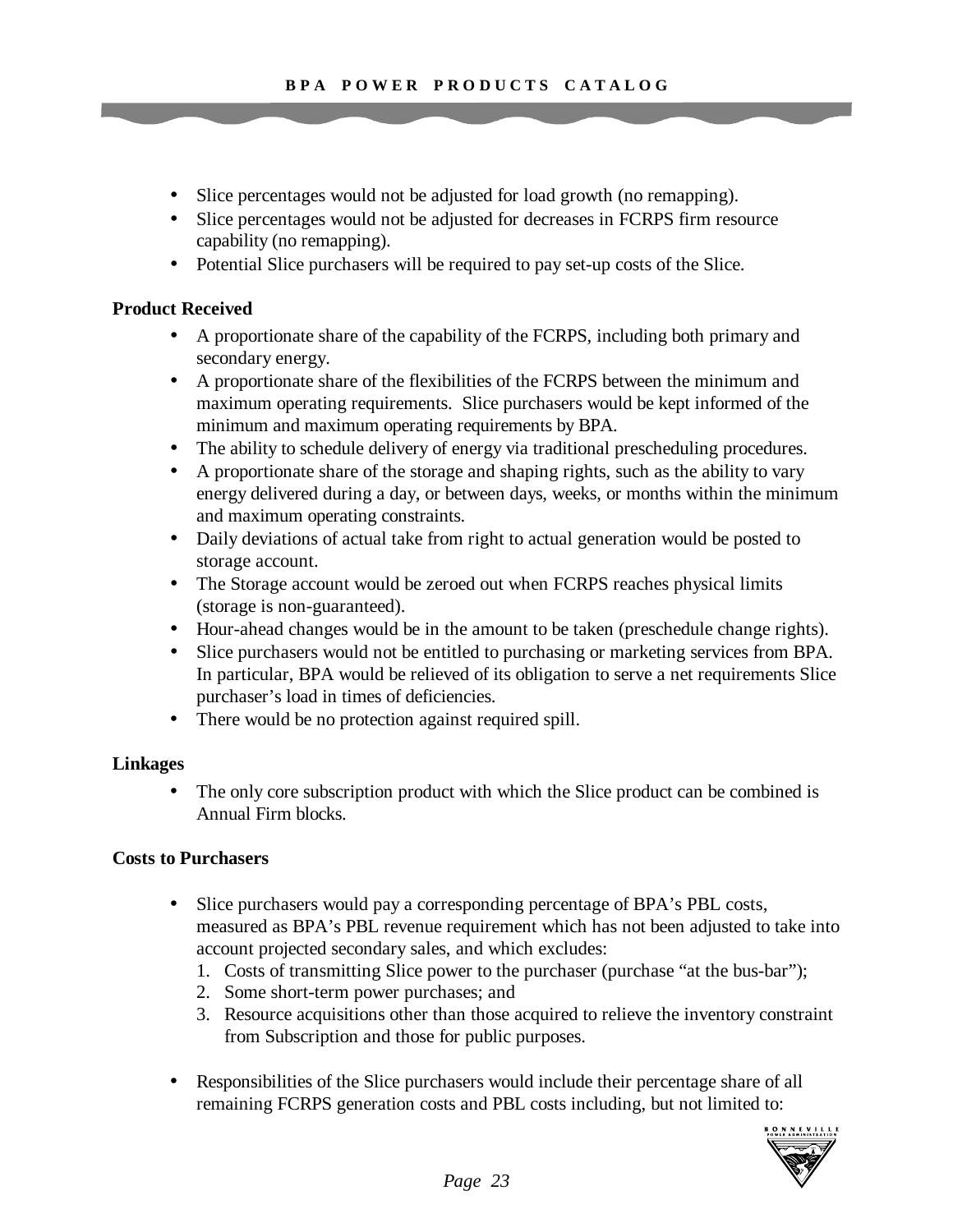- Slice percentages would not be adjusted for load growth (no remapping).
- Slice percentages would not be adjusted for decreases in FCRPS firm resource capability (no remapping).
- Potential Slice purchasers will be required to pay set-up costs of the Slice.

**Product Received**

- A proportionate share of the capability of the FCRPS, including both primary and secondary energy.
- A proportionate share of the flexibilities of the FCRPS between the minimum and maximum operating requirements. Slice purchasers would be kept informed of the minimum and maximum operating requirements by BPA.
- The ability to schedule delivery of energy via traditional prescheduling procedures.
- A proportionate share of the storage and shaping rights, such as the ability to vary energy delivered during a day, or between days, weeks, or months within the minimum and maximum operating constraints.
- Daily deviations of actual take from right to actual generation would be posted to storage account.
- The Storage account would be zeroed out when FCRPS reaches physical limits (storage is non-guaranteed).
- Hour-ahead changes would be in the amount to be taken (preschedule change rights).
- Slice purchasers would not be entitled to purchasing or marketing services from BPA. In particular, BPA would be relieved of its obligation to serve a net requirements Slice purchaser's load in times of deficiencies.
- There would be no protection against required spill.

**Linkages**

- The only core subscription product with which the Slice product can be combined is Annual Firm blocks.

**Costs to Purchasers**

- Slice purchasers would pay a corresponding percentage of BPA's PBL costs, measured as BPA's PBL revenue requirement which has not been adjusted to take into account projected secondary sales, and which excludes:
  1. Costs of transmitting Slice power to the purchaser (purchase "at the bus-bar");
  2. Some short-term power purchases; and
  3. Resource acquisitions other than those acquired to relieve the inventory constraint from Subscription and those for public purposes.

- Responsibilities of the Slice purchasers would include their percentage share of all remaining FCRPS generation costs and PBL costs including, but not limited to: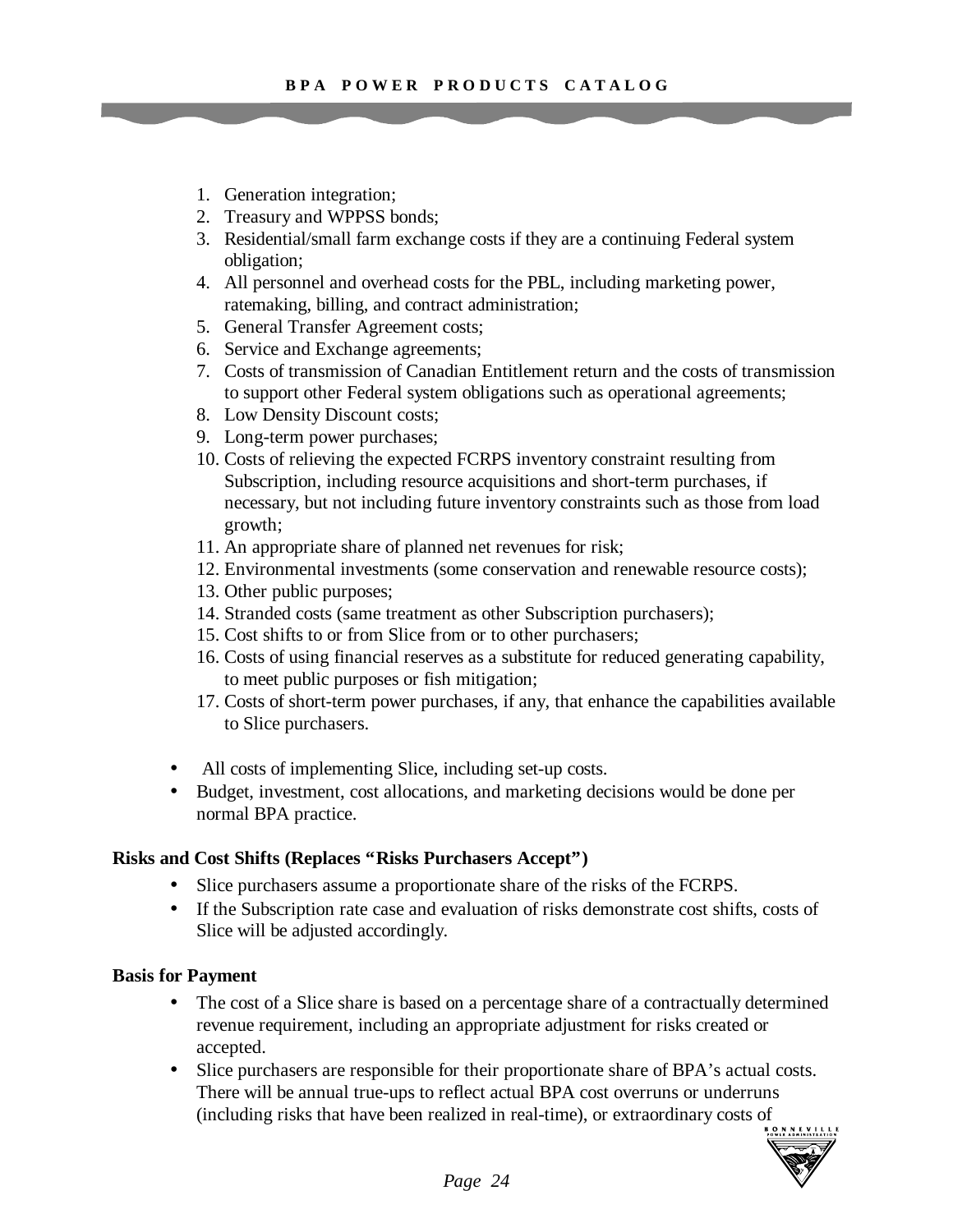1. Generation integration;
2. Treasury and WPPSS bonds;
3. Residential/small farm exchange costs if they are a continuing Federal system obligation;
4. All personnel and overhead costs for the PBL, including marketing power, ratemaking, billing, and contract administration;
5. General Transfer Agreement costs;
6. Service and Exchange agreements;
7. Costs of transmission of Canadian Entitlement return and the costs of transmission to support other Federal system obligations such as operational agreements;
8. Low Density Discount costs;
9. Long-term power purchases;
10. Costs of relieving the expected FCRPS inventory constraint resulting from Subscription, including resource acquisitions and short-term purchases, if necessary, but not including future inventory constraints such as those from load growth;
11. An appropriate share of planned net revenues for risk;
12. Environmental investments (some conservation and renewable resource costs);
13. Other public purposes;
14. Stranded costs (same treatment as other Subscription purchasers);
15. Cost shifts to or from Slice from or to other purchasers;
16. Costs of using financial reserves as a substitute for reduced generating capability, to meet public purposes or fish mitigation;
17. Costs of short-term power purchases, if any, that enhance the capabilities available to Slice purchasers.

- All costs of implementing Slice, including set-up costs.
- Budget, investment, cost allocations, and marketing decisions would be done per normal BPA practice.

**Risks and Cost Shifts (Replaces "Risks Purchasers Accept")**

- Slice purchasers assume a proportionate share of the risks of the FCRPS.
- If the Subscription rate case and evaluation of risks demonstrate cost shifts, costs of Slice will be adjusted accordingly.

**Basis for Payment**

- The cost of a Slice share is based on a percentage share of a contractually determined revenue requirement, including an appropriate adjustment for risks created or accepted.
- Slice purchasers are responsible for their proportionate share of BPA's actual costs. There will be annual true-ups to reflect actual BPA cost overruns or underruns (including risks that have been realized in real-time), or extraordinary costs of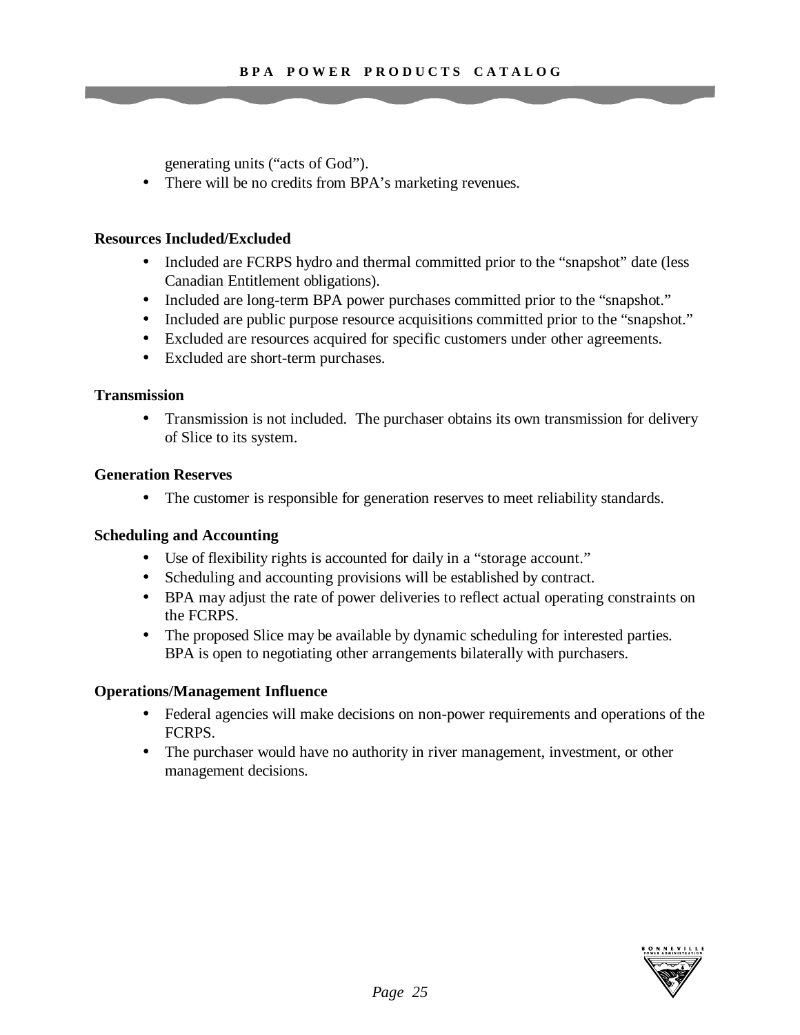generating units ("acts of God").

- There will be no credits from BPA's marketing revenues.

**Resources Included/Excluded**

- Included are FCRPS hydro and thermal committed prior to the "snapshot" date (less Canadian Entitlement obligations).
- Included are long-term BPA power purchases committed prior to the "snapshot."
- Included are public purpose resource acquisitions committed prior to the "snapshot."
- Excluded are resources acquired for specific customers under other agreements.
- Excluded are short-term purchases.

**Transmission**

- Transmission is not included. The purchaser obtains its own transmission for delivery of Slice to its system.

**Generation Reserves**

- The customer is responsible for generation reserves to meet reliability standards.

**Scheduling and Accounting**

- Use of flexibility rights is accounted for daily in a "storage account."
- Scheduling and accounting provisions will be established by contract.
- BPA may adjust the rate of power deliveries to reflect actual operating constraints on the FCRPS.
- The proposed Slice may be available by dynamic scheduling for interested parties. BPA is open to negotiating other arrangements bilaterally with purchasers.

**Operations/Management Influence**

- Federal agencies will make decisions on non-power requirements and operations of the FCRPS.
- The purchaser would have no authority in river management, investment, or other management decisions.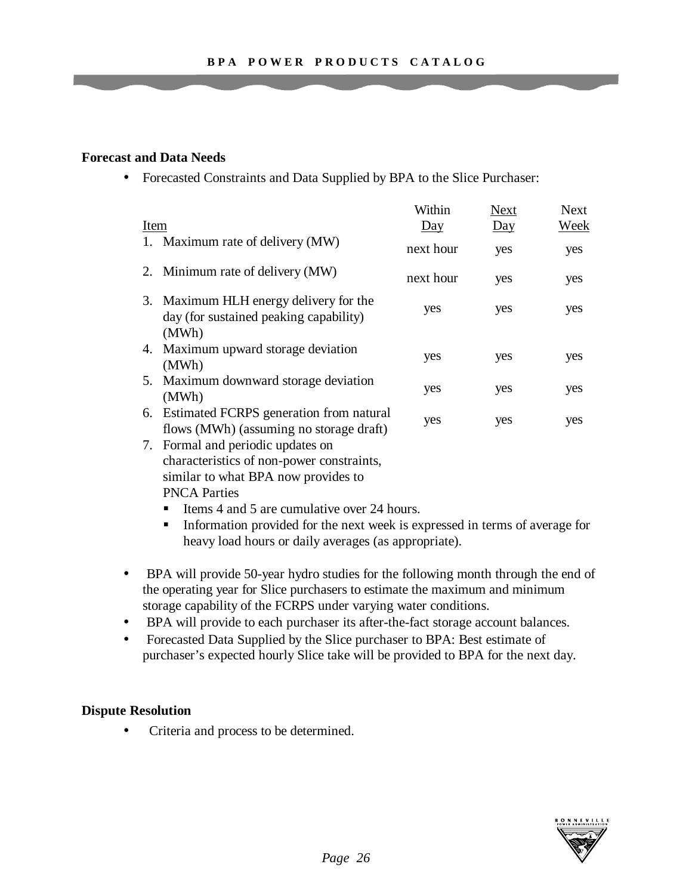**Forecast and Data Needs**

- Forecasted Constraints and Data Supplied by BPA to the Slice Purchaser:

| Item | Within Day | Next Day | Next Week |
|---|---|---|---|
| 1. Maximum rate of delivery (MW) | next hour | yes | yes |
| 2. Minimum rate of delivery (MW) | next hour | yes | yes |
| 3. Maximum HLH energy delivery for the day (for sustained peaking capability) (MWh) | yes | yes | yes |
| 4. Maximum upward storage deviation (MWh) | yes | yes | yes |
| 5. Maximum downward storage deviation (MWh) | yes | yes | yes |
| 6. Estimated FCRPS generation from natural flows (MWh) (assuming no storage draft) | yes | yes | yes |
| 7. Formal and periodic updates on characteristics of non-power constraints, similar to what BPA now provides to PNCA Parties | | | |

  - Items 4 and 5 are cumulative over 24 hours.
  - Information provided for the next week is expressed in terms of average for heavy load hours or daily averages (as appropriate).

- BPA will provide 50-year hydro studies for the following month through the end of the operating year for Slice purchasers to estimate the maximum and minimum storage capability of the FCRPS under varying water conditions.
- BPA will provide to each purchaser its after-the-fact storage account balances.
- Forecasted Data Supplied by the Slice purchaser to BPA: Best estimate of purchaser's expected hourly Slice take will be provided to BPA for the next day.

**Dispute Resolution**

- Criteria and process to be determined.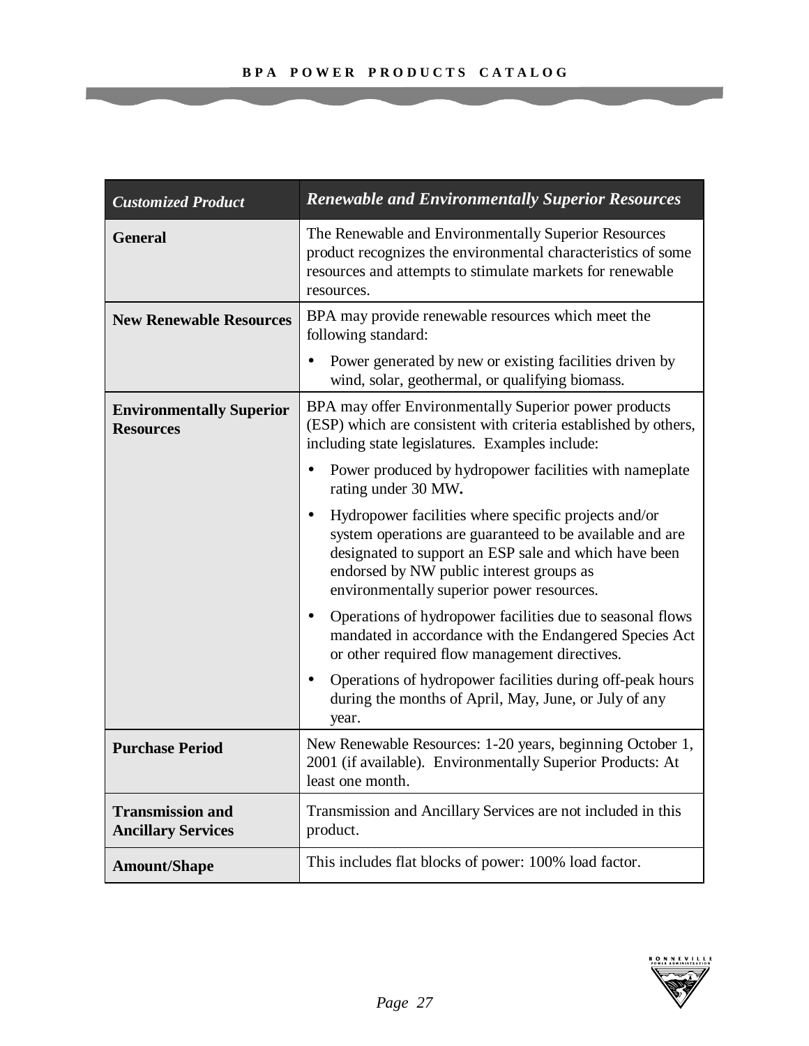| *Customized Product* | ***Renewable and Environmentally Superior Resources*** |
|---|---|
| **General** | The Renewable and Environmentally Superior Resources product recognizes the environmental characteristics of some resources and attempts to stimulate markets for renewable resources. |
| **New Renewable Resources** | BPA may provide renewable resources which meet the following standard:<br>• Power generated by new or existing facilities driven by wind, solar, geothermal, or qualifying biomass. |
| **Environmentally Superior Resources** | BPA may offer Environmentally Superior power products (ESP) which are consistent with criteria established by others, including state legislatures. Examples include:<br>• Power produced by hydropower facilities with nameplate rating under 30 MW**.**<br>• Hydropower facilities where specific projects and/or system operations are guaranteed to be available and are designated to support an ESP sale and which have been endorsed by NW public interest groups as environmentally superior power resources.<br>• Operations of hydropower facilities due to seasonal flows mandated in accordance with the Endangered Species Act or other required flow management directives.<br>• Operations of hydropower facilities during off-peak hours during the months of April, May, June, or July of any year. |
| **Purchase Period** | New Renewable Resources: 1-20 years, beginning October 1, 2001 (if available). Environmentally Superior Products: At least one month. |
| **Transmission and Ancillary Services** | Transmission and Ancillary Services are not included in this product. |
| **Amount/Shape** | This includes flat blocks of power: 100% load factor. |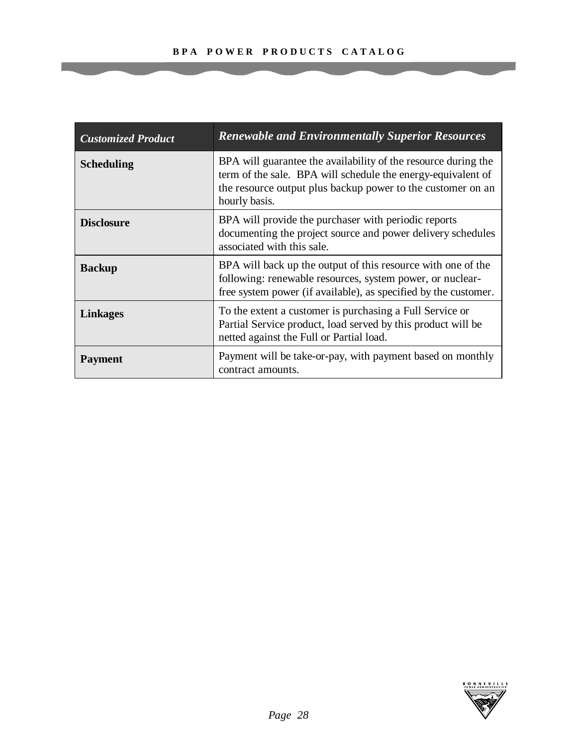| *Customized Product* | *Renewable and Environmentally Superior Resources* |
|---|---|
| **Scheduling** | BPA will guarantee the availability of the resource during the term of the sale. BPA will schedule the energy-equivalent of the resource output plus backup power to the customer on an hourly basis. |
| **Disclosure** | BPA will provide the purchaser with periodic reports documenting the project source and power delivery schedules associated with this sale. |
| **Backup** | BPA will back up the output of this resource with one of the following: renewable resources, system power, or nuclear-free system power (if available), as specified by the customer. |
| **Linkages** | To the extent a customer is purchasing a Full Service or Partial Service product, load served by this product will be netted against the Full or Partial load. |
| **Payment** | Payment will be take-or-pay, with payment based on monthly contract amounts. |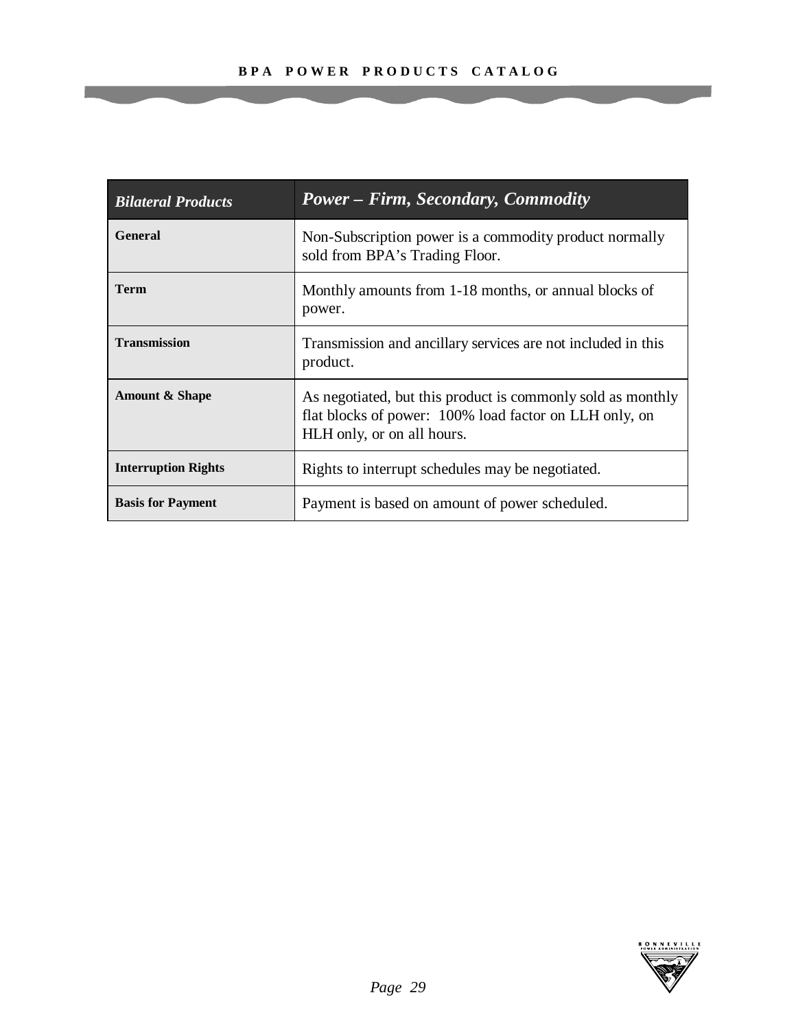| *Bilateral Products* | ***Power – Firm, Secondary, Commodity*** |
|---|---|
| **General** | Non-Subscription power is a commodity product normally sold from BPA's Trading Floor. |
| **Term** | Monthly amounts from 1-18 months, or annual blocks of power. |
| **Transmission** | Transmission and ancillary services are not included in this product. |
| **Amount & Shape** | As negotiated, but this product is commonly sold as monthly flat blocks of power: 100% load factor on LLH only, on HLH only, or on all hours. |
| **Interruption Rights** | Rights to interrupt schedules may be negotiated. |
| **Basis for Payment** | Payment is based on amount of power scheduled. |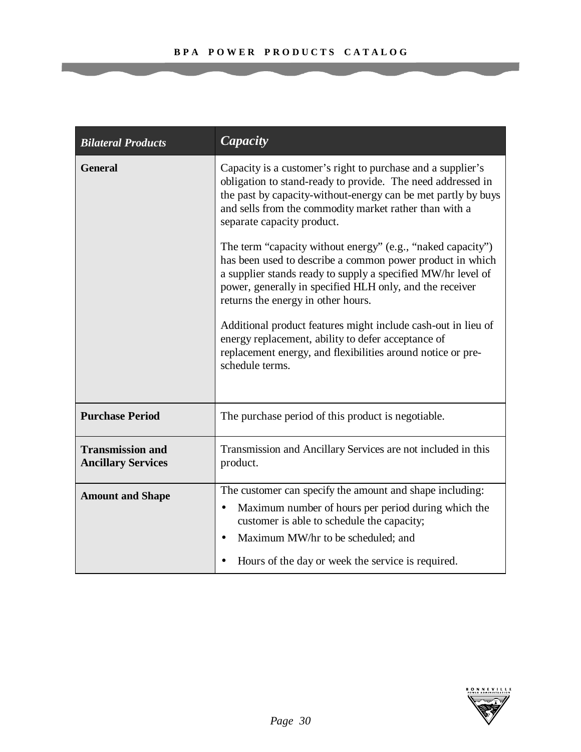| *Bilateral Products* | *Capacity* |
| --- | --- |
| **General** | Capacity is a customer's right to purchase and a supplier's obligation to stand-ready to provide. The need addressed in the past by capacity-without-energy can be met partly by buys and sells from the commodity market rather than with a separate capacity product.<br><br>The term "capacity without energy" (e.g., "naked capacity") has been used to describe a common power product in which a supplier stands ready to supply a specified MW/hr level of power, generally in specified HLH only, and the receiver returns the energy in other hours.<br><br>Additional product features might include cash-out in lieu of energy replacement, ability to defer acceptance of replacement energy, and flexibilities around notice or pre-schedule terms. |
| **Purchase Period** | The purchase period of this product is negotiable. |
| **Transmission and Ancillary Services** | Transmission and Ancillary Services are not included in this product. |
| **Amount and Shape** | The customer can specify the amount and shape including:<br>• Maximum number of hours per period during which the customer is able to schedule the capacity;<br>• Maximum MW/hr to be scheduled; and<br>• Hours of the day or week the service is required. |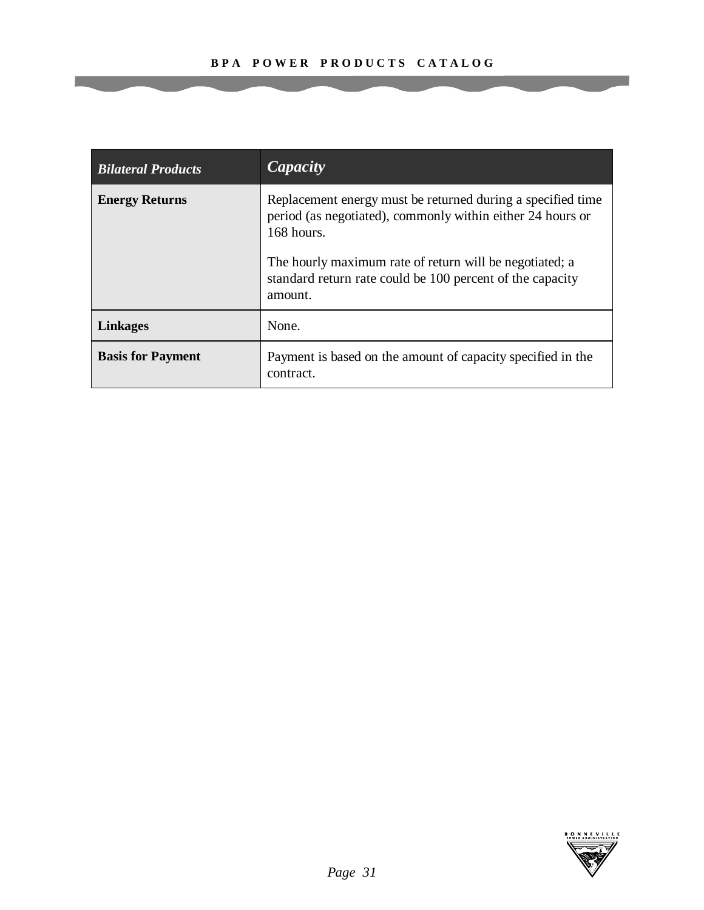| *Bilateral Products* | *Capacity* |
|---|---|
| **Energy Returns** | Replacement energy must be returned during a specified time period (as negotiated), commonly within either 24 hours or 168 hours.<br><br>The hourly maximum rate of return will be negotiated; a standard return rate could be 100 percent of the capacity amount. |
| **Linkages** | None. |
| **Basis for Payment** | Payment is based on the amount of capacity specified in the contract. |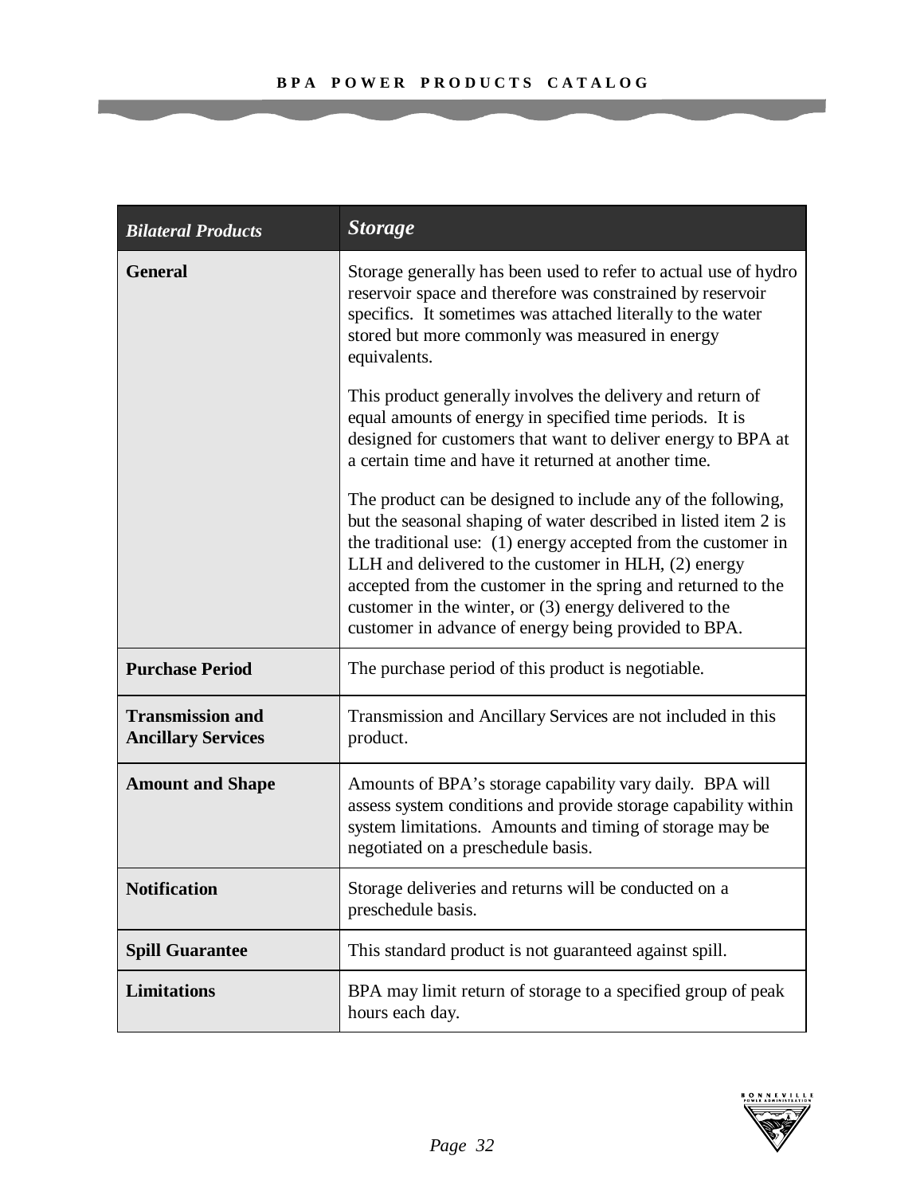| *Bilateral Products* | ***Storage*** |
|---|---|
| **General** | Storage generally has been used to refer to actual use of hydro reservoir space and therefore was constrained by reservoir specifics. It sometimes was attached literally to the water stored but more commonly was measured in energy equivalents.<br><br>This product generally involves the delivery and return of equal amounts of energy in specified time periods. It is designed for customers that want to deliver energy to BPA at a certain time and have it returned at another time.<br><br>The product can be designed to include any of the following, but the seasonal shaping of water described in listed item 2 is the traditional use: (1) energy accepted from the customer in LLH and delivered to the customer in HLH, (2) energy accepted from the customer in the spring and returned to the customer in the winter, or (3) energy delivered to the customer in advance of energy being provided to BPA. |
| **Purchase Period** | The purchase period of this product is negotiable. |
| **Transmission and Ancillary Services** | Transmission and Ancillary Services are not included in this product. |
| **Amount and Shape** | Amounts of BPA's storage capability vary daily. BPA will assess system conditions and provide storage capability within system limitations. Amounts and timing of storage may be negotiated on a preschedule basis. |
| **Notification** | Storage deliveries and returns will be conducted on a preschedule basis. |
| **Spill Guarantee** | This standard product is not guaranteed against spill. |
| **Limitations** | BPA may limit return of storage to a specified group of peak hours each day. |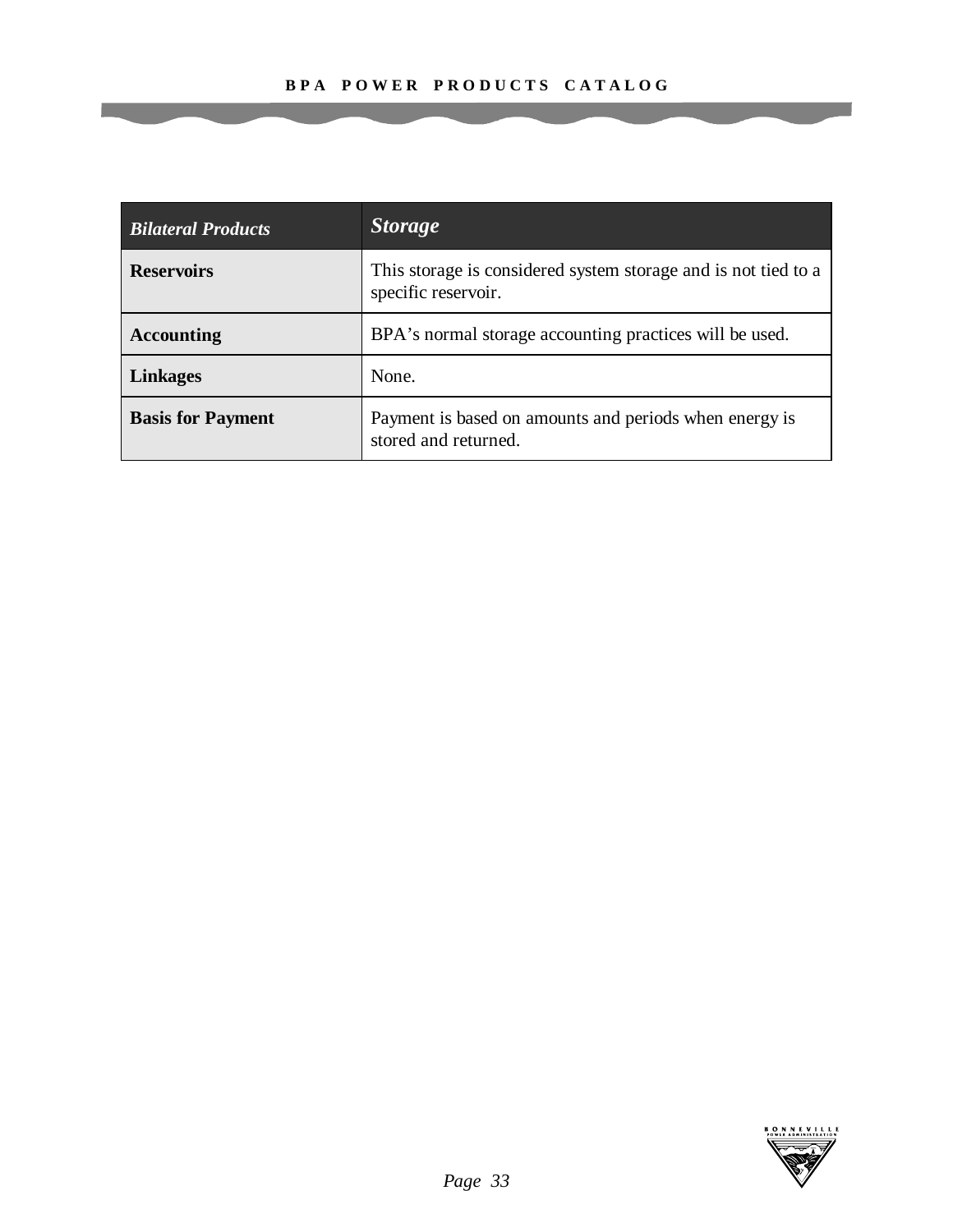| *Bilateral Products* | ***Storage*** |
|---|---|
| **Reservoirs** | This storage is considered system storage and is not tied to a specific reservoir. |
| **Accounting** | BPA's normal storage accounting practices will be used. |
| **Linkages** | None. |
| **Basis for Payment** | Payment is based on amounts and periods when energy is stored and returned. |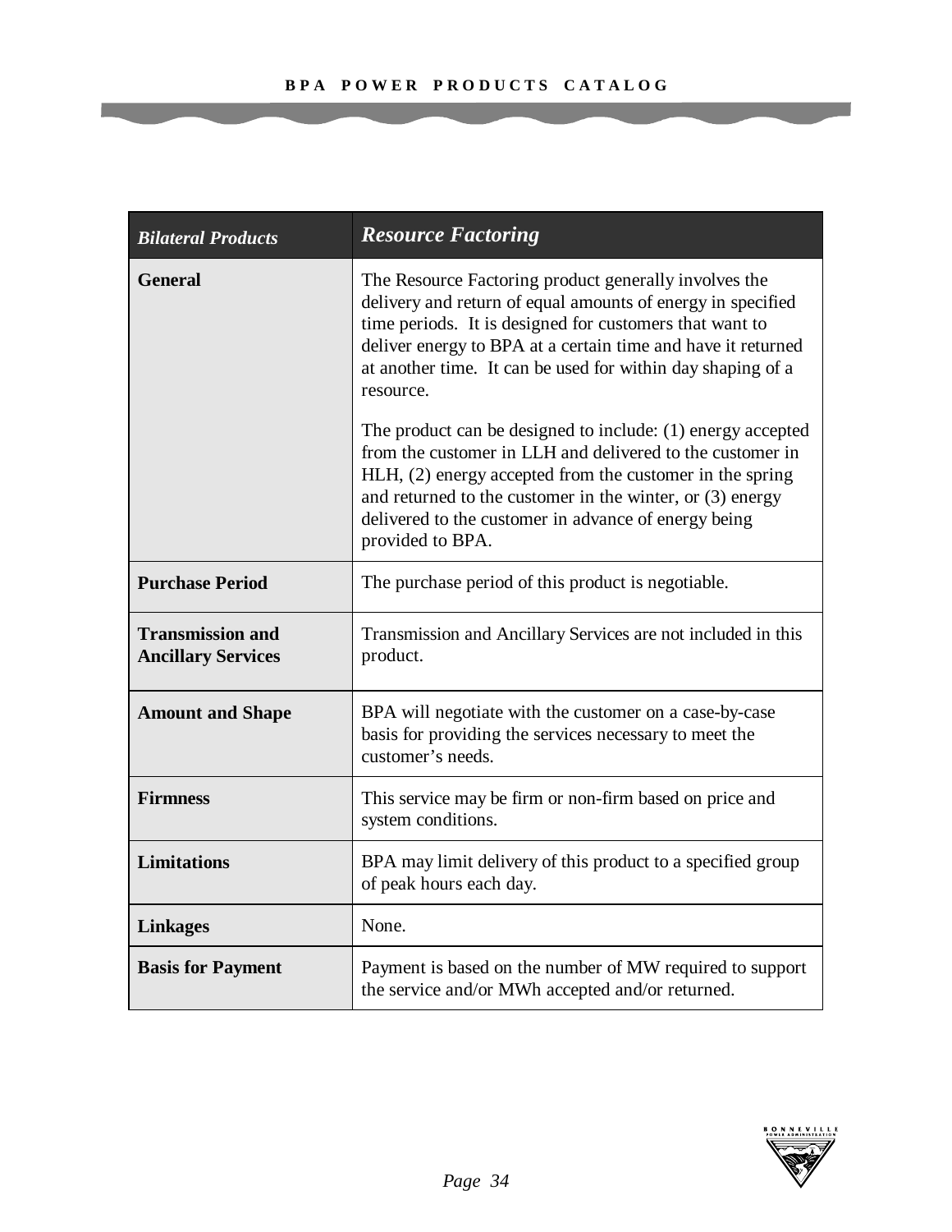| *Bilateral Products* | ***Resource Factoring*** |
|---|---|
| **General** | The Resource Factoring product generally involves the delivery and return of equal amounts of energy in specified time periods. It is designed for customers that want to deliver energy to BPA at a certain time and have it returned at another time. It can be used for within day shaping of a resource.<br><br>The product can be designed to include: (1) energy accepted from the customer in LLH and delivered to the customer in HLH, (2) energy accepted from the customer in the spring and returned to the customer in the winter, or (3) energy delivered to the customer in advance of energy being provided to BPA. |
| **Purchase Period** | The purchase period of this product is negotiable. |
| **Transmission and Ancillary Services** | Transmission and Ancillary Services are not included in this product. |
| **Amount and Shape** | BPA will negotiate with the customer on a case-by-case basis for providing the services necessary to meet the customer's needs. |
| **Firmness** | This service may be firm or non-firm based on price and system conditions. |
| **Limitations** | BPA may limit delivery of this product to a specified group of peak hours each day. |
| **Linkages** | None. |
| **Basis for Payment** | Payment is based on the number of MW required to support the service and/or MWh accepted and/or returned. |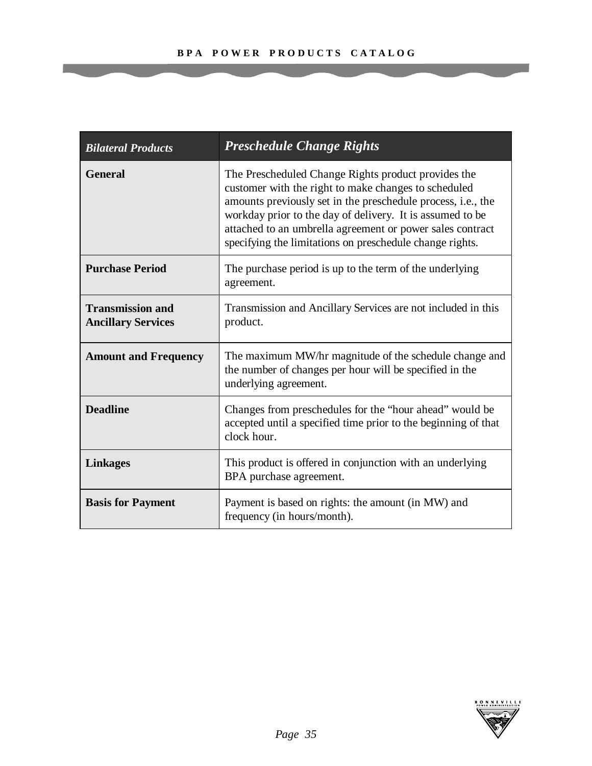| *Bilateral Products* | ***Preschedule Change Rights*** |
|---|---|
| **General** | The Prescheduled Change Rights product provides the customer with the right to make changes to scheduled amounts previously set in the preschedule process, i.e., the workday prior to the day of delivery. It is assumed to be attached to an umbrella agreement or power sales contract specifying the limitations on preschedule change rights. |
| **Purchase Period** | The purchase period is up to the term of the underlying agreement. |
| **Transmission and Ancillary Services** | Transmission and Ancillary Services are not included in this product. |
| **Amount and Frequency** | The maximum MW/hr magnitude of the schedule change and the number of changes per hour will be specified in the underlying agreement. |
| **Deadline** | Changes from preschedules for the "hour ahead" would be accepted until a specified time prior to the beginning of that clock hour. |
| **Linkages** | This product is offered in conjunction with an underlying BPA purchase agreement. |
| **Basis for Payment** | Payment is based on rights: the amount (in MW) and frequency (in hours/month). |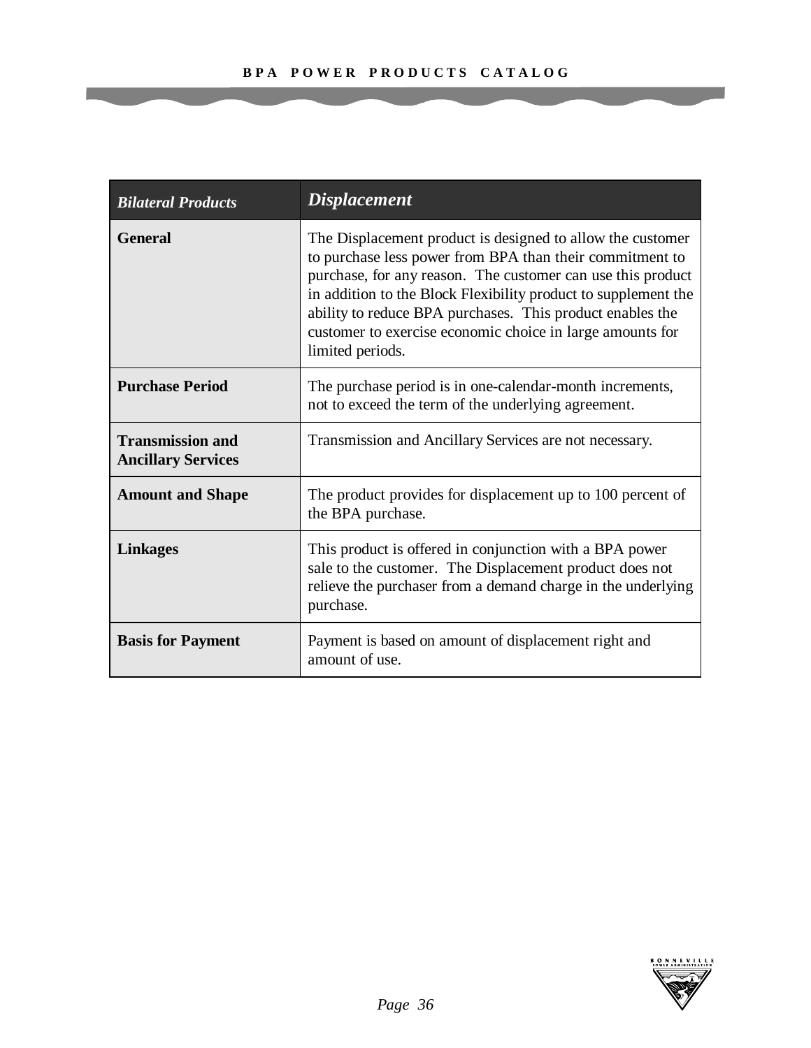| *Bilateral Products* | ***Displacement*** |
|---|---|
| **General** | The Displacement product is designed to allow the customer to purchase less power from BPA than their commitment to purchase, for any reason. The customer can use this product in addition to the Block Flexibility product to supplement the ability to reduce BPA purchases. This product enables the customer to exercise economic choice in large amounts for limited periods. |
| **Purchase Period** | The purchase period is in one-calendar-month increments, not to exceed the term of the underlying agreement. |
| **Transmission and Ancillary Services** | Transmission and Ancillary Services are not necessary. |
| **Amount and Shape** | The product provides for displacement up to 100 percent of the BPA purchase. |
| **Linkages** | This product is offered in conjunction with a BPA power sale to the customer. The Displacement product does not relieve the purchaser from a demand charge in the underlying purchase. |
| **Basis for Payment** | Payment is based on amount of displacement right and amount of use. |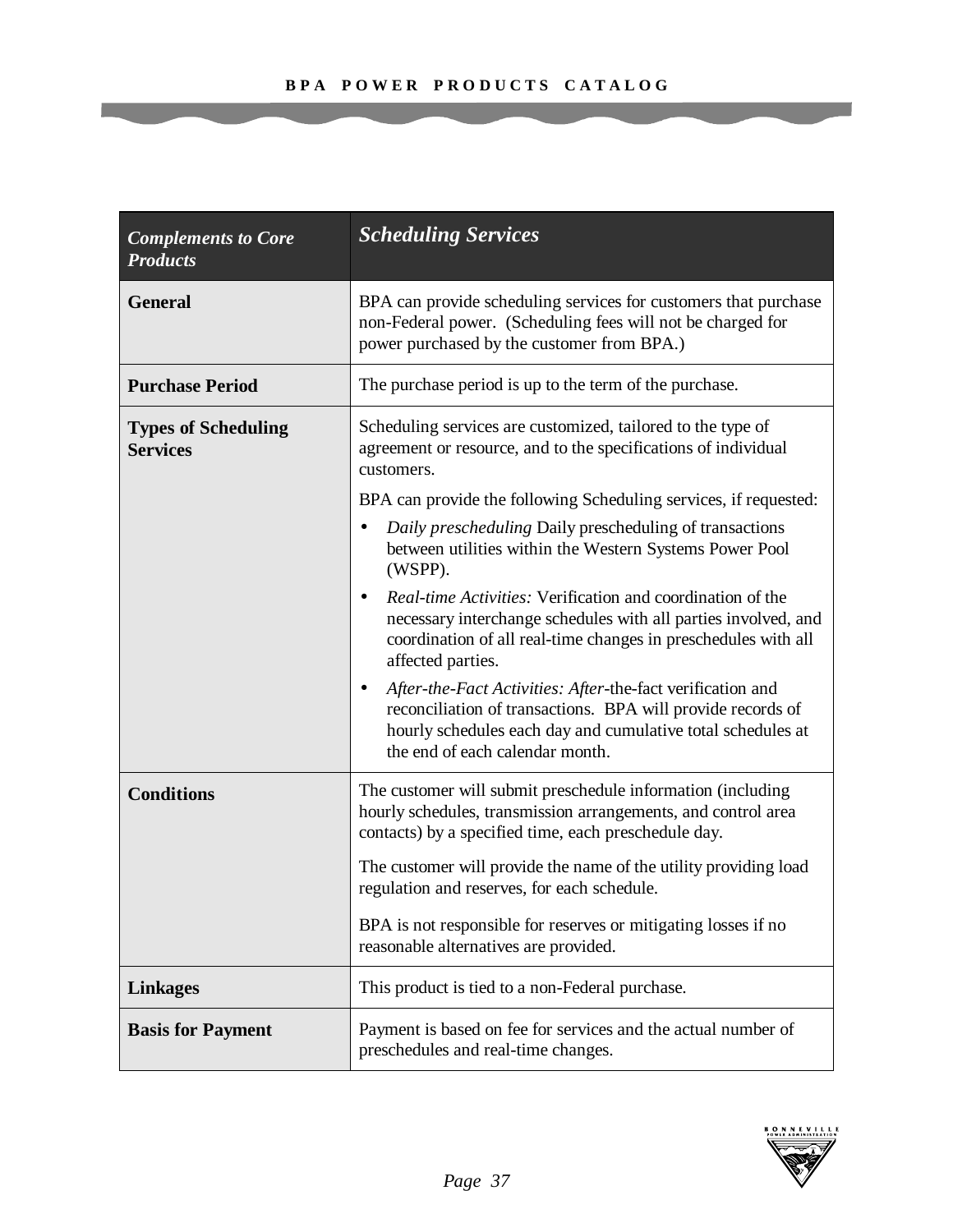| *Complements to Core Products* | *Scheduling Services* |
|---|---|
| **General** | BPA can provide scheduling services for customers that purchase non-Federal power. (Scheduling fees will not be charged for power purchased by the customer from BPA.) |
| **Purchase Period** | The purchase period is up to the term of the purchase. |
| **Types of Scheduling Services** | Scheduling services are customized, tailored to the type of agreement or resource, and to the specifications of individual customers.<br><br>BPA can provide the following Scheduling services, if requested:<br>• *Daily prescheduling* Daily prescheduling of transactions between utilities within the Western Systems Power Pool (WSPP).<br>• *Real-time Activities:* Verification and coordination of the necessary interchange schedules with all parties involved, and coordination of all real-time changes in preschedules with all affected parties.<br>• *After-the-Fact Activities: After*-the-fact verification and reconciliation of transactions. BPA will provide records of hourly schedules each day and cumulative total schedules at the end of each calendar month. |
| **Conditions** | The customer will submit preschedule information (including hourly schedules, transmission arrangements, and control area contacts) by a specified time, each preschedule day.<br><br>The customer will provide the name of the utility providing load regulation and reserves, for each schedule.<br><br>BPA is not responsible for reserves or mitigating losses if no reasonable alternatives are provided. |
| **Linkages** | This product is tied to a non-Federal purchase. |
| **Basis for Payment** | Payment is based on fee for services and the actual number of preschedules and real-time changes. |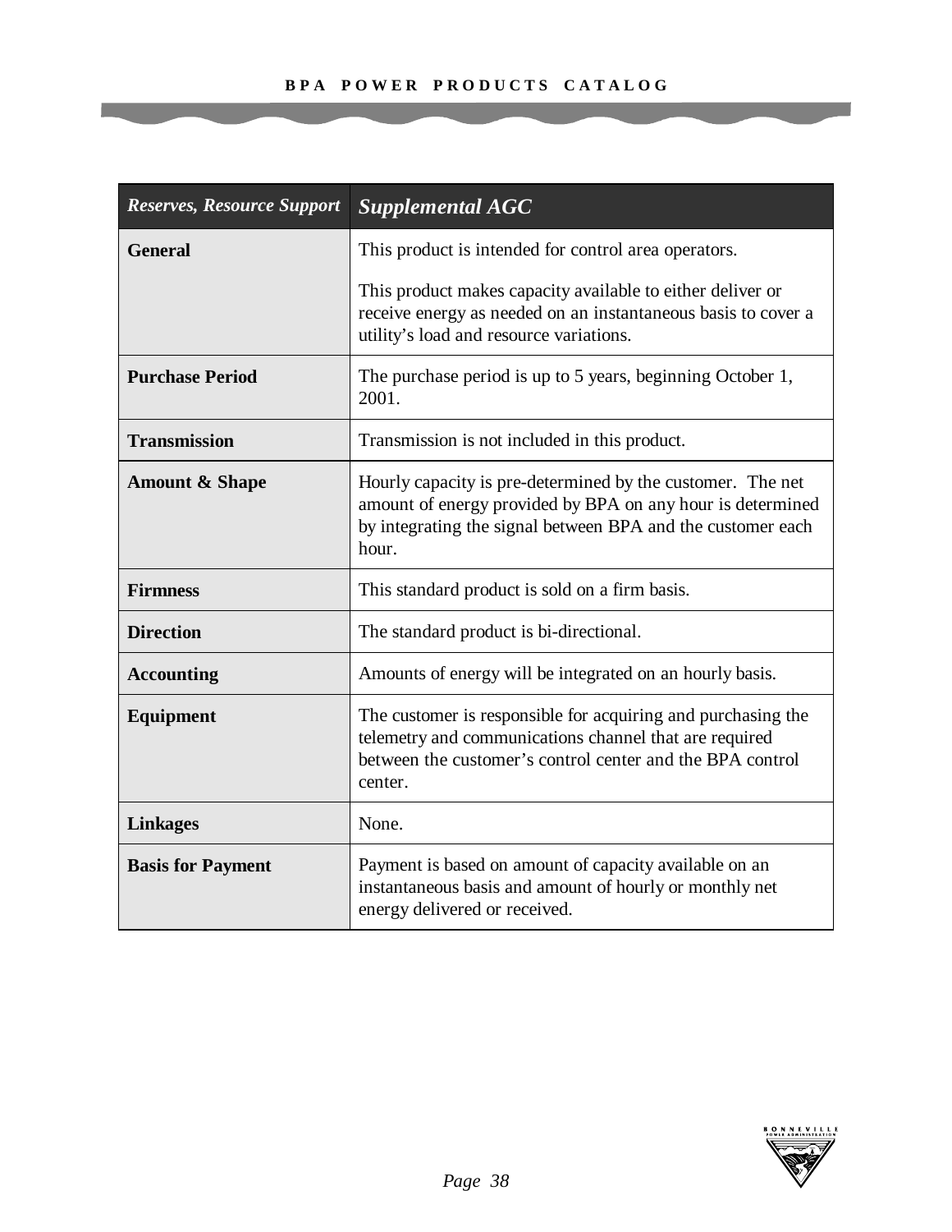| *Reserves, Resource Support* | ***Supplemental AGC*** |
|---|---|
| **General** | This product is intended for control area operators.<br><br>This product makes capacity available to either deliver or receive energy as needed on an instantaneous basis to cover a utility's load and resource variations. |
| **Purchase Period** | The purchase period is up to 5 years, beginning October 1, 2001. |
| **Transmission** | Transmission is not included in this product. |
| **Amount & Shape** | Hourly capacity is pre-determined by the customer. The net amount of energy provided by BPA on any hour is determined by integrating the signal between BPA and the customer each hour. |
| **Firmness** | This standard product is sold on a firm basis. |
| **Direction** | The standard product is bi-directional. |
| **Accounting** | Amounts of energy will be integrated on an hourly basis. |
| **Equipment** | The customer is responsible for acquiring and purchasing the telemetry and communications channel that are required between the customer's control center and the BPA control center. |
| **Linkages** | None. |
| **Basis for Payment** | Payment is based on amount of capacity available on an instantaneous basis and amount of hourly or monthly net energy delivered or received. |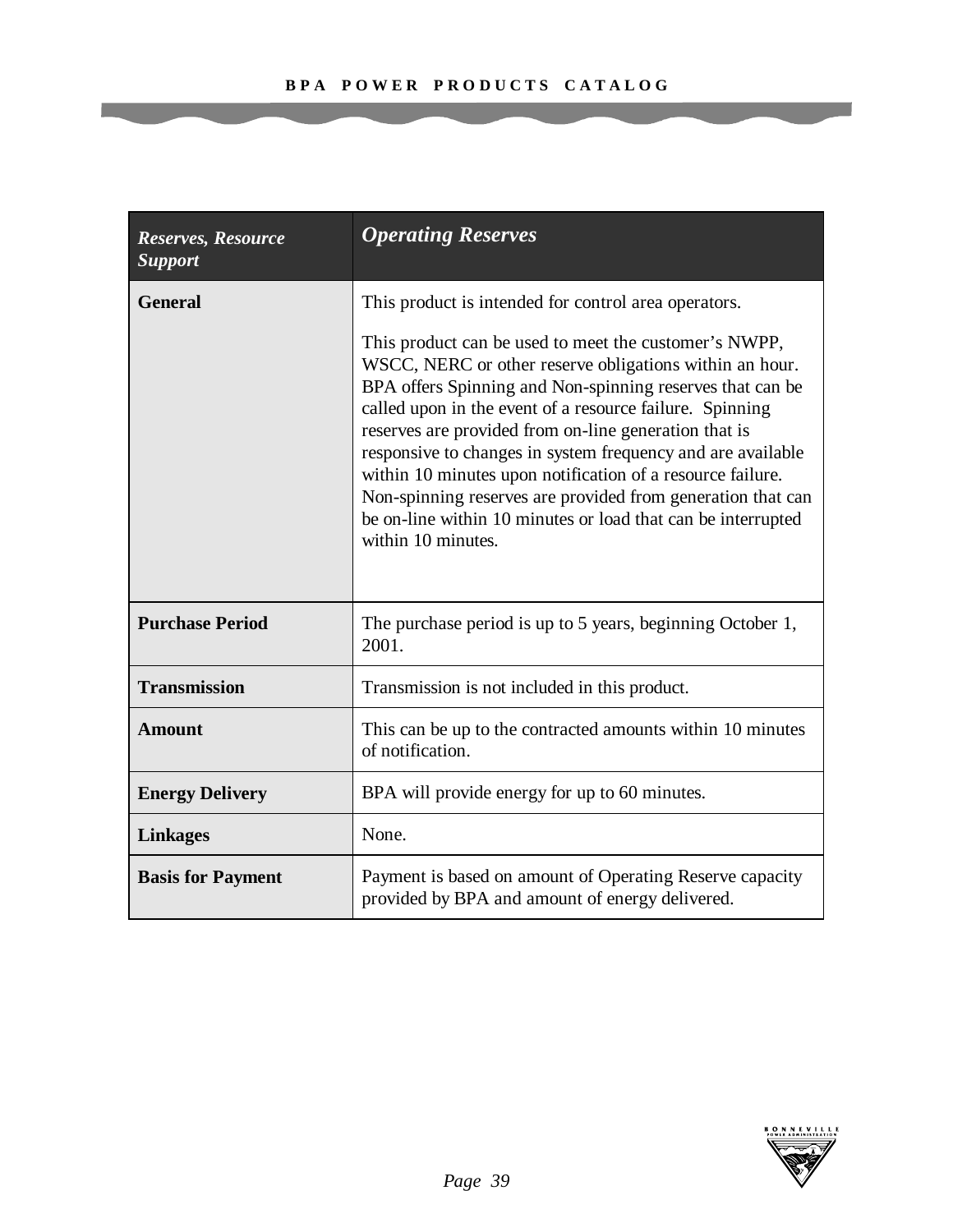| *Reserves, Resource Support* | *Operating Reserves* |
|---|---|
| **General** | This product is intended for control area operators.<br><br>This product can be used to meet the customer's NWPP, WSCC, NERC or other reserve obligations within an hour. BPA offers Spinning and Non-spinning reserves that can be called upon in the event of a resource failure. Spinning reserves are provided from on-line generation that is responsive to changes in system frequency and are available within 10 minutes upon notification of a resource failure. Non-spinning reserves are provided from generation that can be on-line within 10 minutes or load that can be interrupted within 10 minutes. |
| **Purchase Period** | The purchase period is up to 5 years, beginning October 1, 2001. |
| **Transmission** | Transmission is not included in this product. |
| **Amount** | This can be up to the contracted amounts within 10 minutes of notification. |
| **Energy Delivery** | BPA will provide energy for up to 60 minutes. |
| **Linkages** | None. |
| **Basis for Payment** | Payment is based on amount of Operating Reserve capacity provided by BPA and amount of energy delivered. |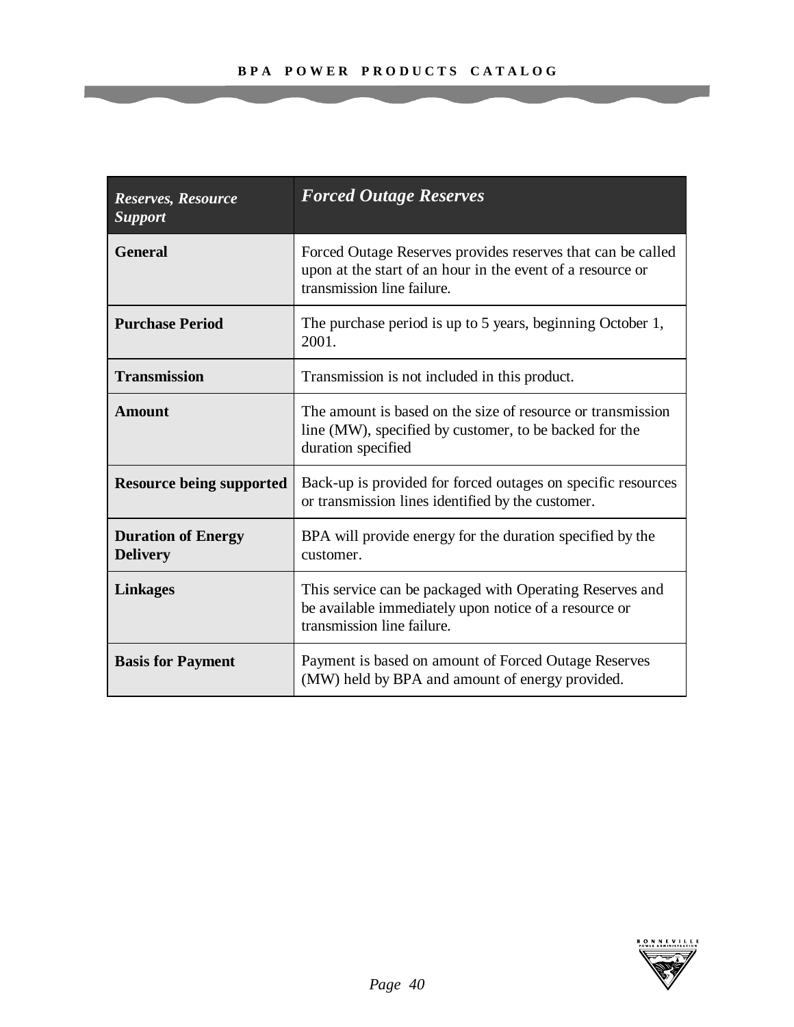| *Reserves, Resource Support* | ***Forced Outage Reserves*** |
|---|---|
| **General** | Forced Outage Reserves provides reserves that can be called upon at the start of an hour in the event of a resource or transmission line failure. |
| **Purchase Period** | The purchase period is up to 5 years, beginning October 1, 2001. |
| **Transmission** | Transmission is not included in this product. |
| **Amount** | The amount is based on the size of resource or transmission line (MW), specified by customer, to be backed for the duration specified |
| **Resource being supported** | Back-up is provided for forced outages on specific resources or transmission lines identified by the customer. |
| **Duration of Energy Delivery** | BPA will provide energy for the duration specified by the customer. |
| **Linkages** | This service can be packaged with Operating Reserves and be available immediately upon notice of a resource or transmission line failure. |
| **Basis for Payment** | Payment is based on amount of Forced Outage Reserves (MW) held by BPA and amount of energy provided. |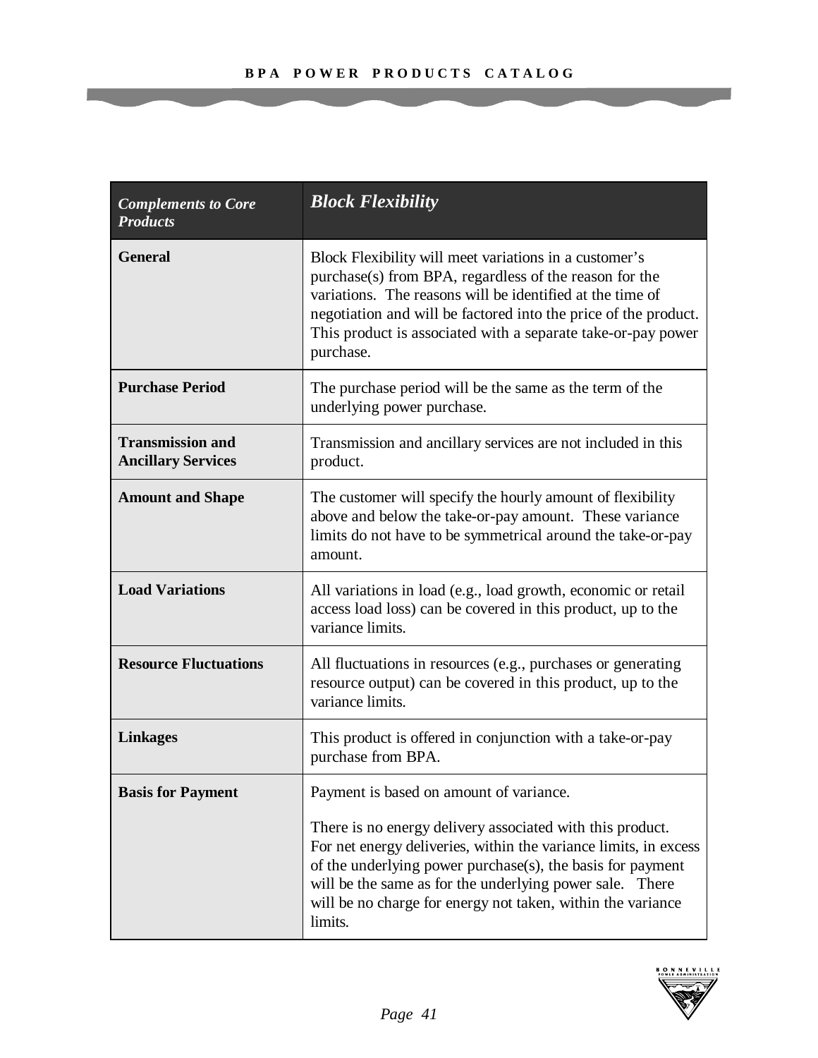| *Complements to Core Products* | ***Block Flexibility*** |
|---|---|
| **General** | Block Flexibility will meet variations in a customer's purchase(s) from BPA, regardless of the reason for the variations. The reasons will be identified at the time of negotiation and will be factored into the price of the product. This product is associated with a separate take-or-pay power purchase. |
| **Purchase Period** | The purchase period will be the same as the term of the underlying power purchase. |
| **Transmission and Ancillary Services** | Transmission and ancillary services are not included in this product. |
| **Amount and Shape** | The customer will specify the hourly amount of flexibility above and below the take-or-pay amount. These variance limits do not have to be symmetrical around the take-or-pay amount. |
| **Load Variations** | All variations in load (e.g., load growth, economic or retail access load loss) can be covered in this product, up to the variance limits. |
| **Resource Fluctuations** | All fluctuations in resources (e.g., purchases or generating resource output) can be covered in this product, up to the variance limits. |
| **Linkages** | This product is offered in conjunction with a take-or-pay purchase from BPA. |
| **Basis for Payment** | Payment is based on amount of variance.<br><br>There is no energy delivery associated with this product. For net energy deliveries, within the variance limits, in excess of the underlying power purchase(s), the basis for payment will be the same as for the underlying power sale. There will be no charge for energy not taken, within the variance limits. |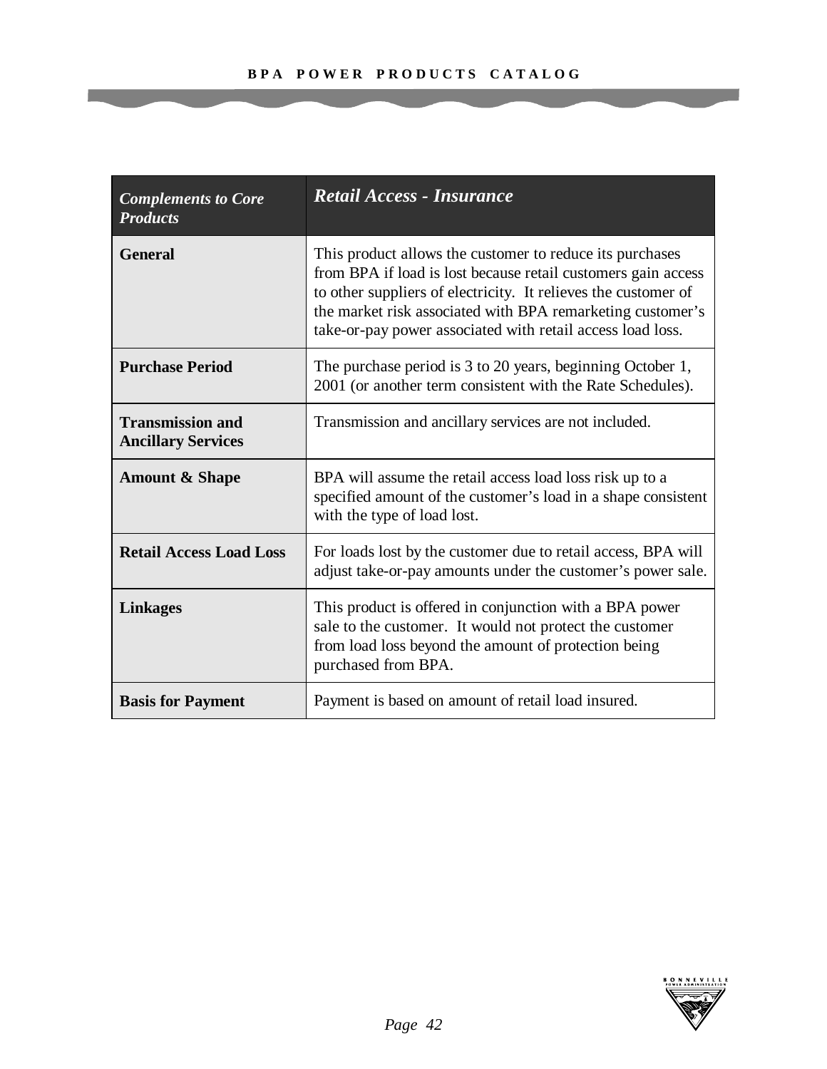| *Complements to Core Products* | *Retail Access - Insurance* |
|---|---|
| **General** | This product allows the customer to reduce its purchases from BPA if load is lost because retail customers gain access to other suppliers of electricity. It relieves the customer of the market risk associated with BPA remarketing customer's take-or-pay power associated with retail access load loss. |
| **Purchase Period** | The purchase period is 3 to 20 years, beginning October 1, 2001 (or another term consistent with the Rate Schedules). |
| **Transmission and Ancillary Services** | Transmission and ancillary services are not included. |
| **Amount & Shape** | BPA will assume the retail access load loss risk up to a specified amount of the customer's load in a shape consistent with the type of load lost. |
| **Retail Access Load Loss** | For loads lost by the customer due to retail access, BPA will adjust take-or-pay amounts under the customer's power sale. |
| **Linkages** | This product is offered in conjunction with a BPA power sale to the customer. It would not protect the customer from load loss beyond the amount of protection being purchased from BPA. |
| **Basis for Payment** | Payment is based on amount of retail load insured. |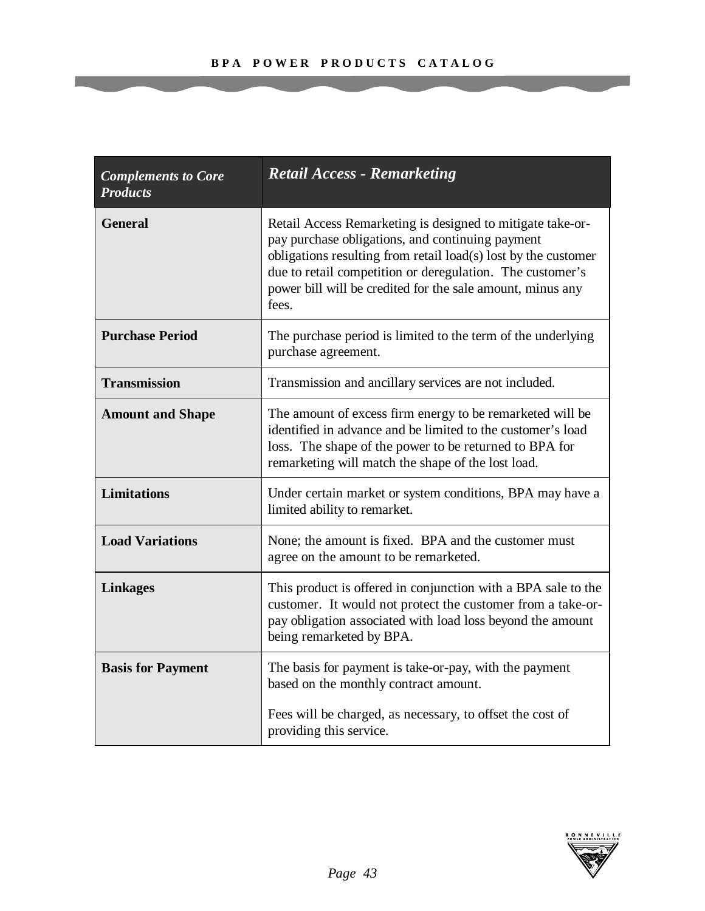| *Complements to Core Products* | *Retail Access - Remarketing* |
|---|---|
| **General** | Retail Access Remarketing is designed to mitigate take-or-pay purchase obligations, and continuing payment obligations resulting from retail load(s) lost by the customer due to retail competition or deregulation. The customer's power bill will be credited for the sale amount, minus any fees. |
| **Purchase Period** | The purchase period is limited to the term of the underlying purchase agreement. |
| **Transmission** | Transmission and ancillary services are not included. |
| **Amount and Shape** | The amount of excess firm energy to be remarketed will be identified in advance and be limited to the customer's load loss. The shape of the power to be returned to BPA for remarketing will match the shape of the lost load. |
| **Limitations** | Under certain market or system conditions, BPA may have a limited ability to remarket. |
| **Load Variations** | None; the amount is fixed. BPA and the customer must agree on the amount to be remarketed. |
| **Linkages** | This product is offered in conjunction with a BPA sale to the customer. It would not protect the customer from a take-or-pay obligation associated with load loss beyond the amount being remarketed by BPA. |
| **Basis for Payment** | The basis for payment is take-or-pay, with the payment based on the monthly contract amount.<br><br>Fees will be charged, as necessary, to offset the cost of providing this service. |